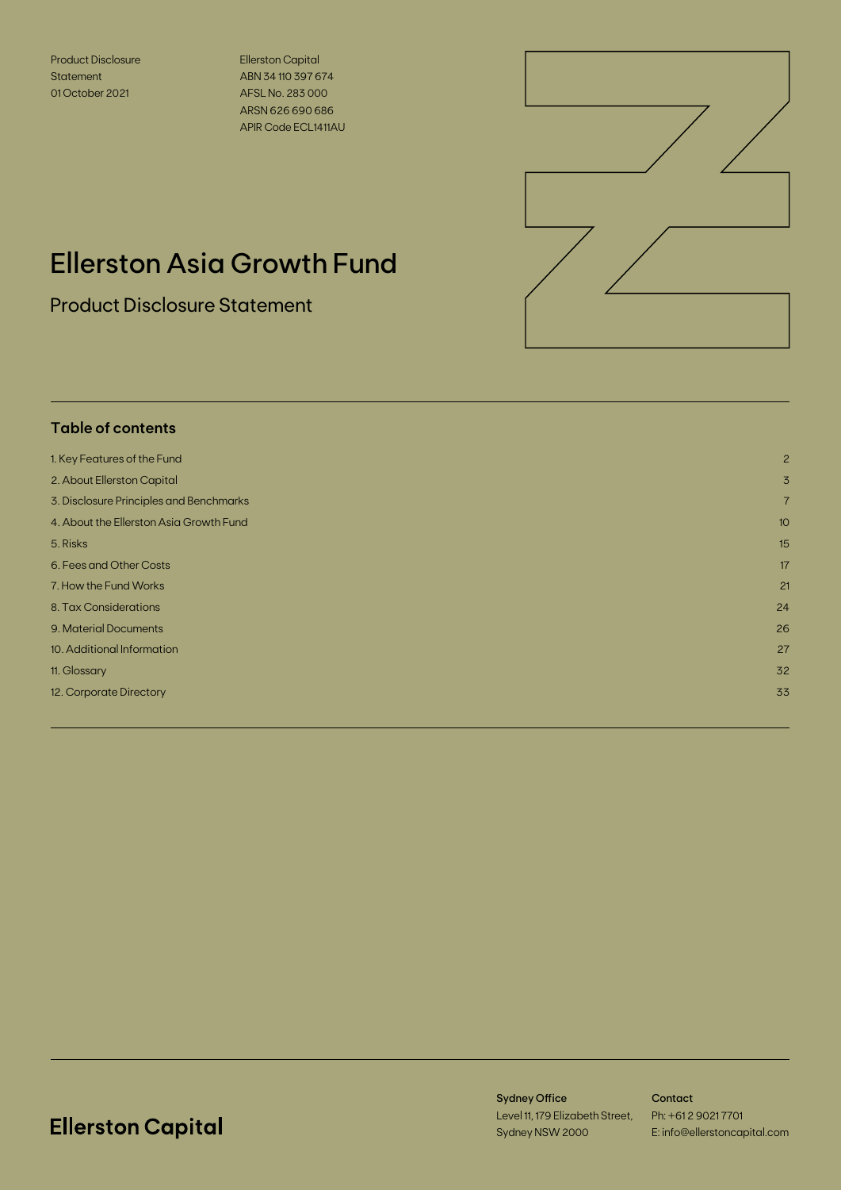Product Disclosure Statement
01 October 2021

Ellerston Capital
ABN 34 110 397 674
AFSL No. 283 000
ARSN 626 690 686
APIR Code ECL1411AU

# Ellerston Asia Growth Fund

## Product Disclosure Statement

### Table of contents

| | |
|---|---|
| 1. Key Features of the Fund | 2 |
| 2. About Ellerston Capital | 3 |
| 3. Disclosure Principles and Benchmarks | 7 |
| 4. About the Ellerston Asia Growth Fund | 10 |
| 5. Risks | 15 |
| 6. Fees and Other Costs | 17 |
| 7. How the Fund Works | 21 |
| 8. Tax Considerations | 24 |
| 9. Material Documents | 26 |
| 10. Additional Information | 27 |
| 11. Glossary | 32 |
| 12. Corporate Directory | 33 |

**Ellerston Capital**

**Sydney Office**
Level 11, 179 Elizabeth Street,
Sydney NSW 2000

**Contact**
Ph: +61 2 9021 7701
E: info@ellerstoncapital.com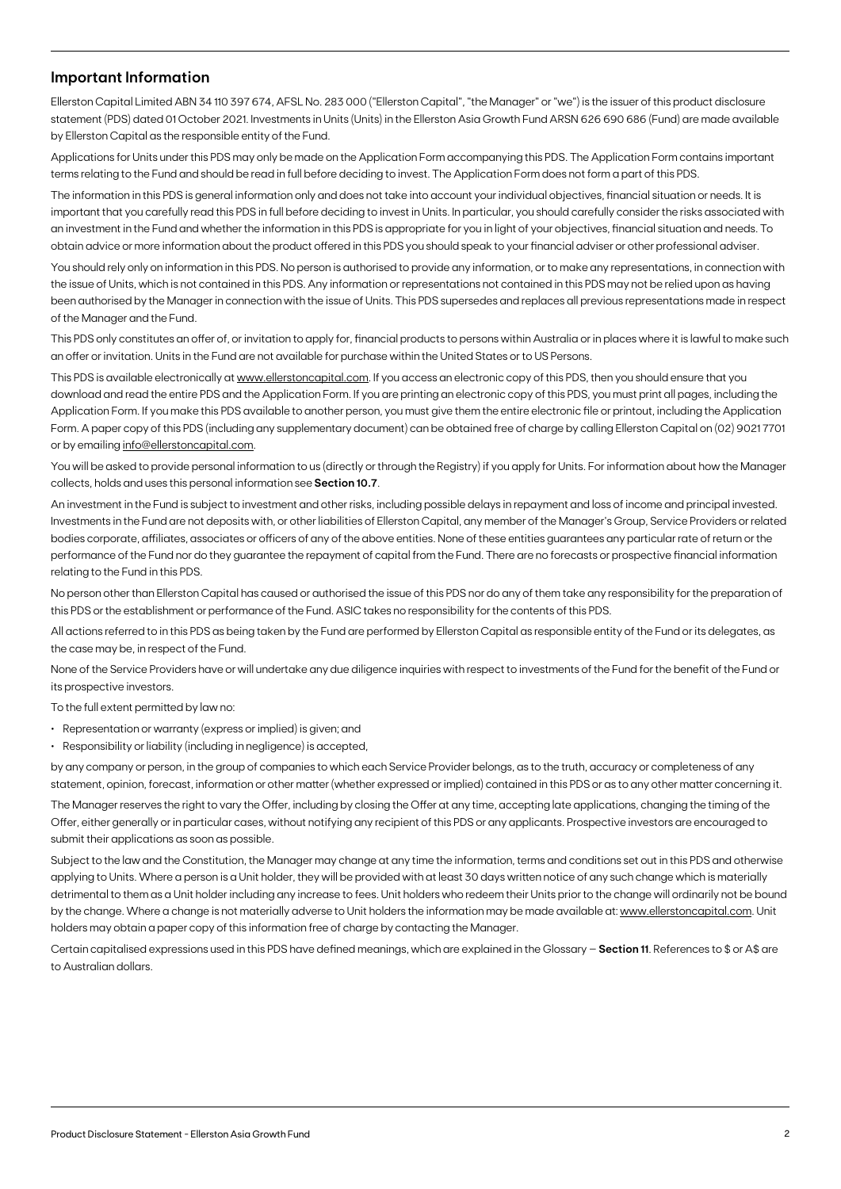## Important Information

Ellerston Capital Limited ABN 34 110 397 674, AFSL No. 283 000 ("Ellerston Capital", "the Manager" or "we") is the issuer of this product disclosure statement (PDS) dated 01 October 2021. Investments in Units (Units) in the Ellerston Asia Growth Fund ARSN 626 690 686 (Fund) are made available by Ellerston Capital as the responsible entity of the Fund.

Applications for Units under this PDS may only be made on the Application Form accompanying this PDS. The Application Form contains important terms relating to the Fund and should be read in full before deciding to invest. The Application Form does not form a part of this PDS.

The information in this PDS is general information only and does not take into account your individual objectives, financial situation or needs. It is important that you carefully read this PDS in full before deciding to invest in Units. In particular, you should carefully consider the risks associated with an investment in the Fund and whether the information in this PDS is appropriate for you in light of your objectives, financial situation and needs. To obtain advice or more information about the product offered in this PDS you should speak to your financial adviser or other professional adviser.

You should rely only on information in this PDS. No person is authorised to provide any information, or to make any representations, in connection with the issue of Units, which is not contained in this PDS. Any information or representations not contained in this PDS may not be relied upon as having been authorised by the Manager in connection with the issue of Units. This PDS supersedes and replaces all previous representations made in respect of the Manager and the Fund.

This PDS only constitutes an offer of, or invitation to apply for, financial products to persons within Australia or in places where it is lawful to make such an offer or invitation. Units in the Fund are not available for purchase within the United States or to US Persons.

This PDS is available electronically at www.ellerstoncapital.com. If you access an electronic copy of this PDS, then you should ensure that you download and read the entire PDS and the Application Form. If you are printing an electronic copy of this PDS, you must print all pages, including the Application Form. If you make this PDS available to another person, you must give them the entire electronic file or printout, including the Application Form. A paper copy of this PDS (including any supplementary document) can be obtained free of charge by calling Ellerston Capital on (02) 9021 7701 or by emailing info@ellerstoncapital.com.

You will be asked to provide personal information to us (directly or through the Registry) if you apply for Units. For information about how the Manager collects, holds and uses this personal information see **Section 10.7**.

An investment in the Fund is subject to investment and other risks, including possible delays in repayment and loss of income and principal invested. Investments in the Fund are not deposits with, or other liabilities of Ellerston Capital, any member of the Manager's Group, Service Providers or related bodies corporate, affiliates, associates or officers of any of the above entities. None of these entities guarantees any particular rate of return or the performance of the Fund nor do they guarantee the repayment of capital from the Fund. There are no forecasts or prospective financial information relating to the Fund in this PDS.

No person other than Ellerston Capital has caused or authorised the issue of this PDS nor do any of them take any responsibility for the preparation of this PDS or the establishment or performance of the Fund. ASIC takes no responsibility for the contents of this PDS.

All actions referred to in this PDS as being taken by the Fund are performed by Ellerston Capital as responsible entity of the Fund or its delegates, as the case may be, in respect of the Fund.

None of the Service Providers have or will undertake any due diligence inquiries with respect to investments of the Fund for the benefit of the Fund or its prospective investors.

To the full extent permitted by law no:

- Representation or warranty (express or implied) is given; and
- Responsibility or liability (including in negligence) is accepted,

by any company or person, in the group of companies to which each Service Provider belongs, as to the truth, accuracy or completeness of any statement, opinion, forecast, information or other matter (whether expressed or implied) contained in this PDS or as to any other matter concerning it.

The Manager reserves the right to vary the Offer, including by closing the Offer at any time, accepting late applications, changing the timing of the Offer, either generally or in particular cases, without notifying any recipient of this PDS or any applicants. Prospective investors are encouraged to submit their applications as soon as possible.

Subject to the law and the Constitution, the Manager may change at any time the information, terms and conditions set out in this PDS and otherwise applying to Units. Where a person is a Unit holder, they will be provided with at least 30 days written notice of any such change which is materially detrimental to them as a Unit holder including any increase to fees. Unit holders who redeem their Units prior to the change will ordinarily not be bound by the change. Where a change is not materially adverse to Unit holders the information may be made available at: www.ellerstoncapital.com. Unit holders may obtain a paper copy of this information free of charge by contacting the Manager.

Certain capitalised expressions used in this PDS have defined meanings, which are explained in the Glossary – **Section 11**. References to $ or A$ are to Australian dollars.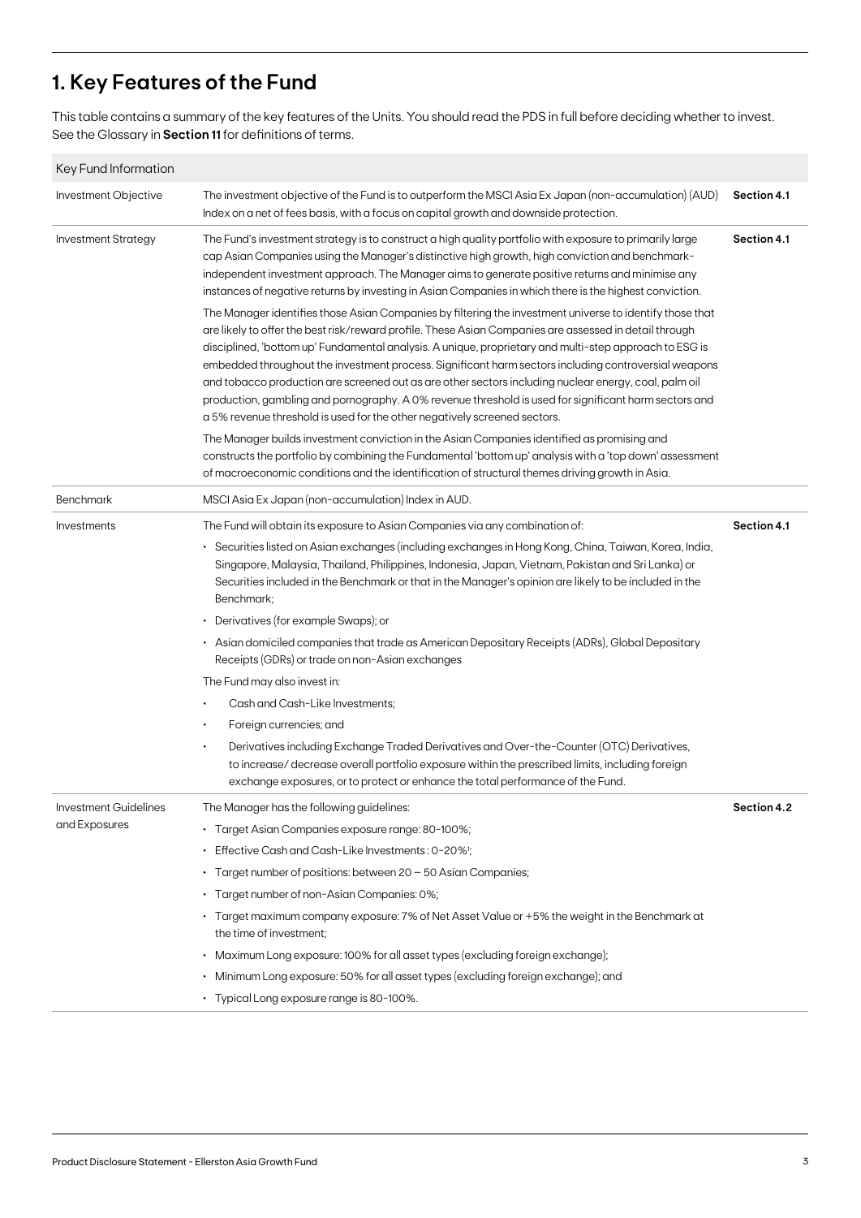# 1. Key Features of the Fund

This table contains a summary of the key features of the Units. You should read the PDS in full before deciding whether to invest. See the Glossary in **Section 11** for definitions of terms.

| Key Fund Information | | |
|---|---|---|
| Investment Objective | The investment objective of the Fund is to outperform the MSCI Asia Ex Japan (non-accumulation) (AUD) Index on a net of fees basis, with a focus on capital growth and downside protection. | **Section 4.1** |
| Investment Strategy | The Fund's investment strategy is to construct a high quality portfolio with exposure to primarily large cap Asian Companies using the Manager's distinctive high growth, high conviction and benchmark-independent investment approach. The Manager aims to generate positive returns and minimise any instances of negative returns by investing in Asian Companies in which there is the highest conviction.<br><br>The Manager identifies those Asian Companies by filtering the investment universe to identify those that are likely to offer the best risk/reward profile. These Asian Companies are assessed in detail through disciplined, 'bottom up' Fundamental analysis. A unique, proprietary and multi-step approach to ESG is embedded throughout the investment process. Significant harm sectors including controversial weapons and tobacco production are screened out as are other sectors including nuclear energy, coal, palm oil production, gambling and pornography. A 0% revenue threshold is used for significant harm sectors and a 5% revenue threshold is used for the other negatively screened sectors.<br><br>The Manager builds investment conviction in the Asian Companies identified as promising and constructs the portfolio by combining the Fundamental 'bottom up' analysis with a 'top down' assessment of macroeconomic conditions and the identification of structural themes driving growth in Asia. | **Section 4.1** |
| Benchmark | MSCI Asia Ex Japan (non-accumulation) Index in AUD. | |
| Investments | The Fund will obtain its exposure to Asian Companies via any combination of:<br>• Securities listed on Asian exchanges (including exchanges in Hong Kong, China, Taiwan, Korea, India, Singapore, Malaysia, Thailand, Philippines, Indonesia, Japan, Vietnam, Pakistan and Sri Lanka) or Securities included in the Benchmark or that in the Manager's opinion are likely to be included in the Benchmark;<br>• Derivatives (for example Swaps); or<br>• Asian domiciled companies that trade as American Depositary Receipts (ADRs), Global Depositary Receipts (GDRs) or trade on non-Asian exchanges<br><br>The Fund may also invest in:<br>• Cash and Cash-Like Investments;<br>• Foreign currencies; and<br>• Derivatives including Exchange Traded Derivatives and Over-the-Counter (OTC) Derivatives, to increase/ decrease overall portfolio exposure within the prescribed limits, including foreign exchange exposures, or to protect or enhance the total performance of the Fund. | **Section 4.1** |
| Investment Guidelines and Exposures | The Manager has the following guidelines:<br>• Target Asian Companies exposure range: 80-100%;<br>• Effective Cash and Cash-Like Investments : 0-20%[1];<br>• Target number of positions: between 20 – 50 Asian Companies;<br>• Target number of non-Asian Companies: 0%;<br>• Target maximum company exposure: 7% of Net Asset Value or +5% the weight in the Benchmark at the time of investment;<br>• Maximum Long exposure: 100% for all asset types (excluding foreign exchange);<br>• Minimum Long exposure: 50% for all asset types (excluding foreign exchange); and<br>• Typical Long exposure range is 80-100%. | **Section 4.2** |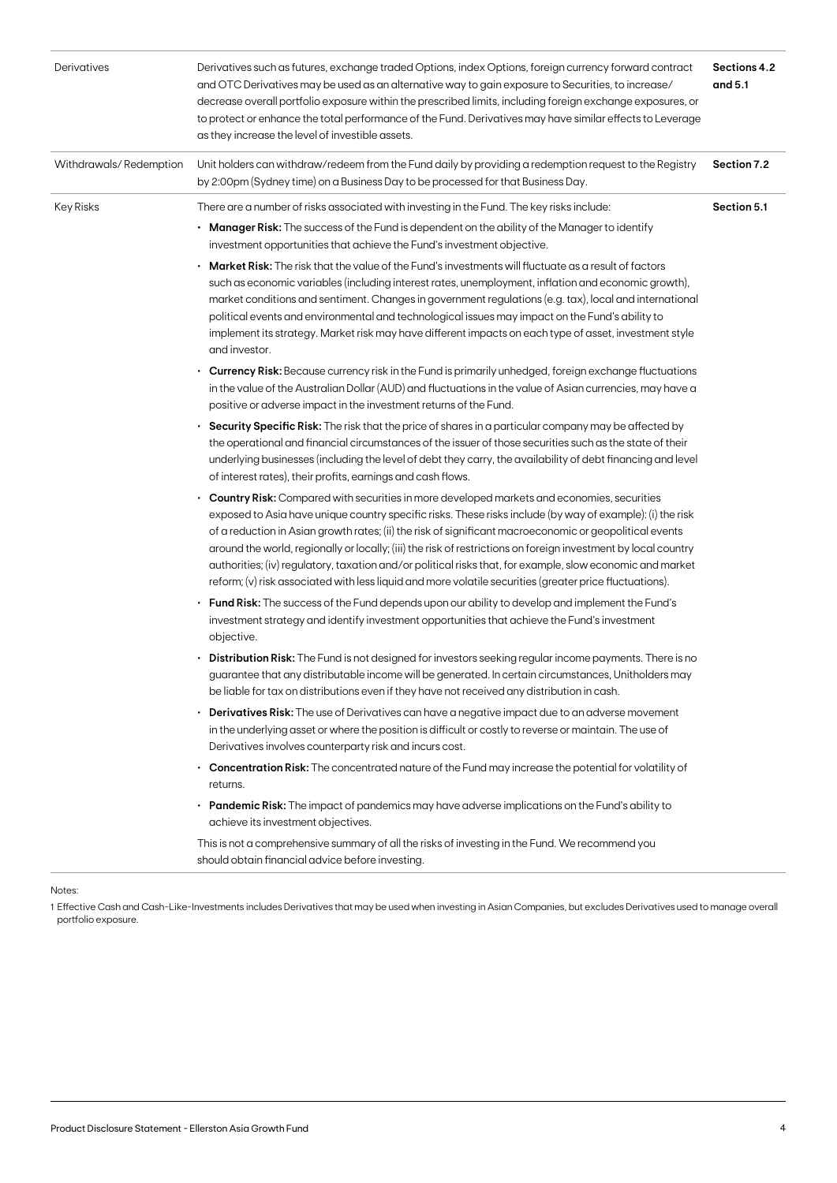| | | |
|---|---|---|
| Derivatives | Derivatives such as futures, exchange traded Options, index Options, foreign currency forward contract and OTC Derivatives may be used as an alternative way to gain exposure to Securities, to increase/decrease overall portfolio exposure within the prescribed limits, including foreign exchange exposures, or to protect or enhance the total performance of the Fund. Derivatives may have similar effects to Leverage as they increase the level of investible assets. | **Sections 4.2 and 5.1** |
| Withdrawals/ Redemption | Unit holders can withdraw/redeem from the Fund daily by providing a redemption request to the Registry by 2:00pm (Sydney time) on a Business Day to be processed for that Business Day. | **Section 7.2** |
| Key Risks | There are a number of risks associated with investing in the Fund. The key risks include:<br>• **Manager Risk:** The success of the Fund is dependent on the ability of the Manager to identify investment opportunities that achieve the Fund's investment objective.<br>• **Market Risk:** The risk that the value of the Fund's investments will fluctuate as a result of factors such as economic variables (including interest rates, unemployment, inflation and economic growth), market conditions and sentiment. Changes in government regulations (e.g. tax), local and international political events and environmental and technological issues may impact on the Fund's ability to implement its strategy. Market risk may have different impacts on each type of asset, investment style and investor.<br>• **Currency Risk:** Because currency risk in the Fund is primarily unhedged, foreign exchange fluctuations in the value of the Australian Dollar (AUD) and fluctuations in the value of Asian currencies, may have a positive or adverse impact in the investment returns of the Fund.<br>• **Security Specific Risk:** The risk that the price of shares in a particular company may be affected by the operational and financial circumstances of the issuer of those securities such as the state of their underlying businesses (including the level of debt they carry, the availability of debt financing and level of interest rates), their profits, earnings and cash flows.<br>• **Country Risk:** Compared with securities in more developed markets and economies, securities exposed to Asia have unique country specific risks. These risks include (by way of example): (i) the risk of a reduction in Asian growth rates; (ii) the risk of significant macroeconomic or geopolitical events around the world, regionally or locally; (iii) the risk of restrictions on foreign investment by local country authorities; (iv) regulatory, taxation and/or political risks that, for example, slow economic and market reform; (v) risk associated with less liquid and more volatile securities (greater price fluctuations).<br>• **Fund Risk:** The success of the Fund depends upon our ability to develop and implement the Fund's investment strategy and identify investment opportunities that achieve the Fund's investment objective.<br>• **Distribution Risk:** The Fund is not designed for investors seeking regular income payments. There is no guarantee that any distributable income will be generated. In certain circumstances, Unitholders may be liable for tax on distributions even if they have not received any distribution in cash.<br>• **Derivatives Risk:** The use of Derivatives can have a negative impact due to an adverse movement in the underlying asset or where the position is difficult or costly to reverse or maintain. The use of Derivatives involves counterparty risk and incurs cost.<br>• **Concentration Risk:** The concentrated nature of the Fund may increase the potential for volatility of returns.<br>• **Pandemic Risk:** The impact of pandemics may have adverse implications on the Fund's ability to achieve its investment objectives.<br>This is not a comprehensive summary of all the risks of investing in the Fund. We recommend you should obtain financial advice before investing. | **Section 5.1** |

Notes:

1 Effective Cash and Cash-Like-Investments includes Derivatives that may be used when investing in Asian Companies, but excludes Derivatives used to manage overall portfolio exposure.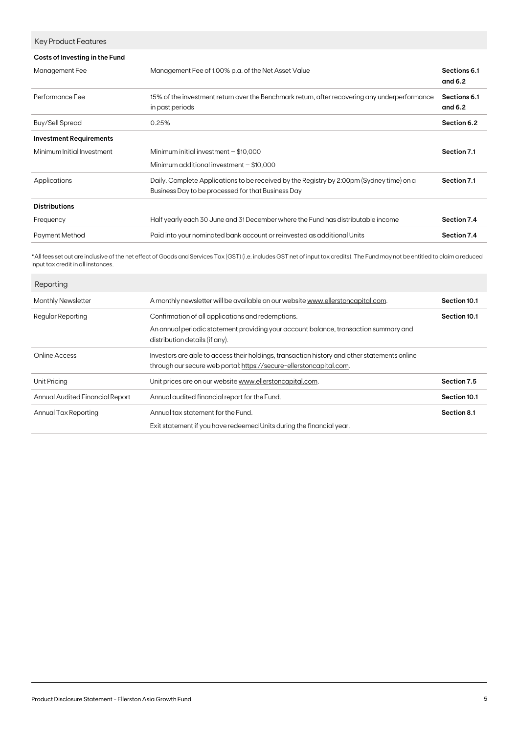## Key Product Features

| **Costs of Investing in the Fund** | | |
|---|---|---|
| Management Fee | Management Fee of 1.00% p.a. of the Net Asset Value | **Sections 6.1 and 6.2** |
| Performance Fee | 15% of the investment return over the Benchmark return, after recovering any underperformance in past periods | **Sections 6.1 and 6.2** |
| Buy/Sell Spread | 0.25% | **Section 6.2** |
| **Investment Requirements** | | |
| Minimum Initial Investment | Minimum initial investment – $10,000<br>Minimum additional investment – $10,000 | **Section 7.1** |
| Applications | Daily. Complete Applications to be received by the Registry by 2:00pm (Sydney time) on a Business Day to be processed for that Business Day | **Section 7.1** |
| **Distributions** | | |
| Frequency | Half yearly each 30 June and 31 December where the Fund has distributable income | **Section 7.4** |
| Payment Method | Paid into your nominated bank account or reinvested as additional Units | **Section 7.4** |

*All fees set out are inclusive of the net effect of Goods and Services Tax (GST) (i.e. includes GST net of input tax credits). The Fund may not be entitled to claim a reduced input tax credit in all instances.

## Reporting

| | | |
|---|---|---|
| Monthly Newsletter | A monthly newsletter will be available on our website www.ellerstoncapital.com. | **Section 10.1** |
| Regular Reporting | Confirmation of all applications and redemptions.<br>An annual periodic statement providing your account balance, transaction summary and distribution details (if any). | **Section 10.1** |
| Online Access | Investors are able to access their holdings, transaction history and other statements online through our secure web portal: https://secure-ellerstoncapital.com. | |
| Unit Pricing | Unit prices are on our website www.ellerstoncapital.com. | **Section 7.5** |
| Annual Audited Financial Report | Annual audited financial report for the Fund. | **Section 10.1** |
| Annual Tax Reporting | Annual tax statement for the Fund.<br>Exit statement if you have redeemed Units during the financial year. | **Section 8.1** |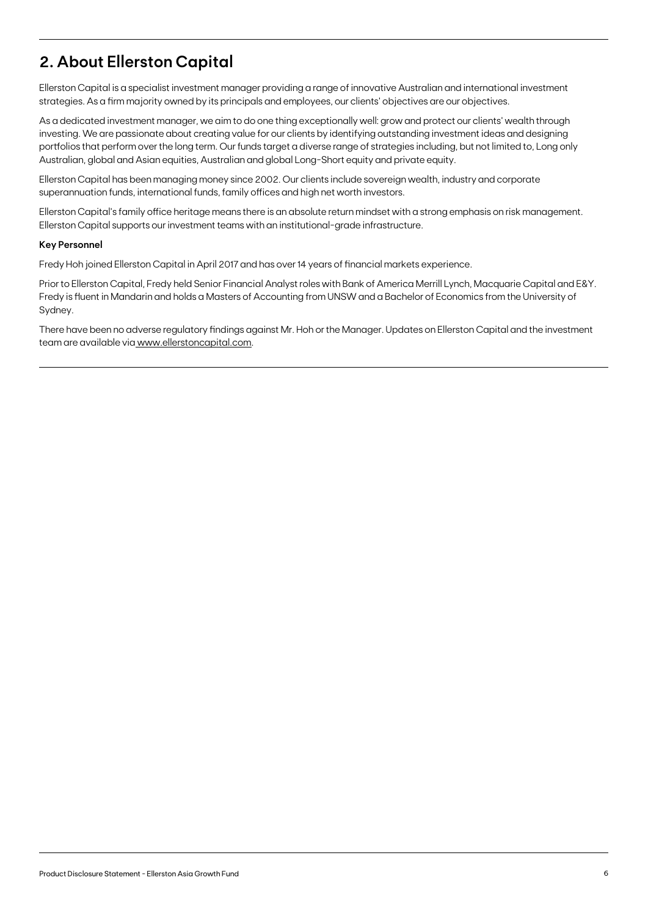## 2. About Ellerston Capital

Ellerston Capital is a specialist investment manager providing a range of innovative Australian and international investment strategies. As a firm majority owned by its principals and employees, our clients' objectives are our objectives.

As a dedicated investment manager, we aim to do one thing exceptionally well: grow and protect our clients' wealth through investing. We are passionate about creating value for our clients by identifying outstanding investment ideas and designing portfolios that perform over the long term. Our funds target a diverse range of strategies including, but not limited to, Long only Australian, global and Asian equities, Australian and global Long-Short equity and private equity.

Ellerston Capital has been managing money since 2002. Our clients include sovereign wealth, industry and corporate superannuation funds, international funds, family offices and high net worth investors.

Ellerston Capital's family office heritage means there is an absolute return mindset with a strong emphasis on risk management. Ellerston Capital supports our investment teams with an institutional-grade infrastructure.

**Key Personnel**

Fredy Hoh joined Ellerston Capital in April 2017 and has over 14 years of financial markets experience.

Prior to Ellerston Capital, Fredy held Senior Financial Analyst roles with Bank of America Merrill Lynch, Macquarie Capital and E&Y. Fredy is fluent in Mandarin and holds a Masters of Accounting from UNSW and a Bachelor of Economics from the University of Sydney.

There have been no adverse regulatory findings against Mr. Hoh or the Manager. Updates on Ellerston Capital and the investment team are available via www.ellerstoncapital.com.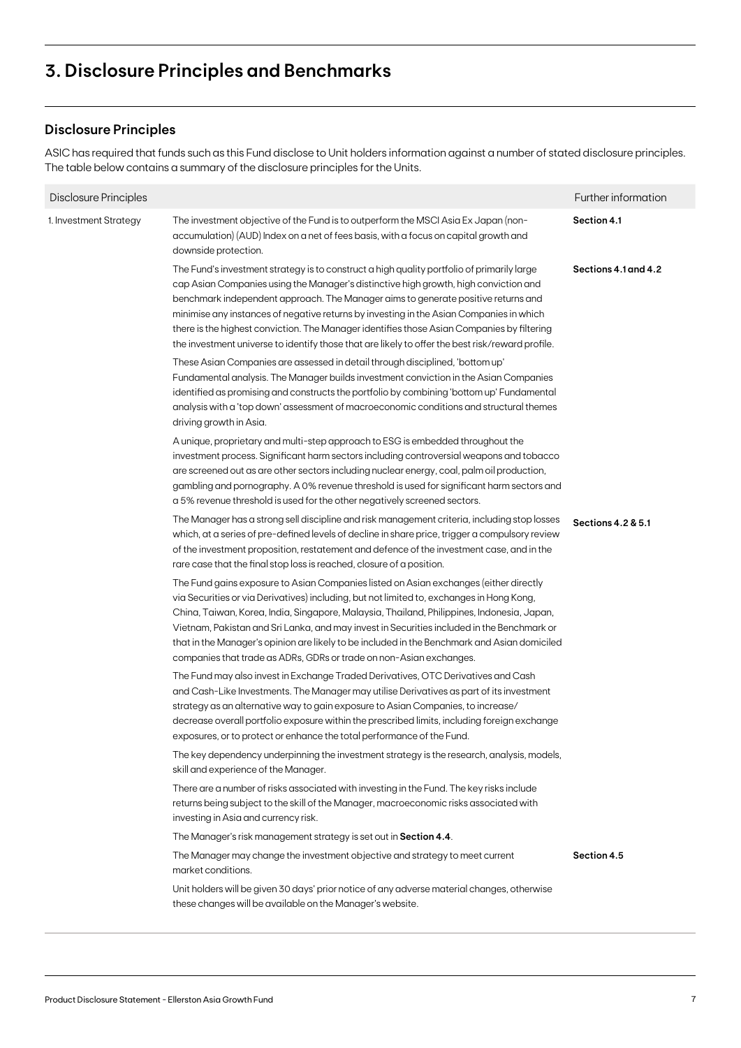# 3. Disclosure Principles and Benchmarks

## Disclosure Principles

ASIC has required that funds such as this Fund disclose to Unit holders information against a number of stated disclosure principles. The table below contains a summary of the disclosure principles for the Units.

| Disclosure Principles | | Further information |
|---|---|---|
| 1. Investment Strategy | The investment objective of the Fund is to outperform the MSCI Asia Ex Japan (non-accumulation) (AUD) Index on a net of fees basis, with a focus on capital growth and downside protection. | **Section 4.1** |
| | The Fund's investment strategy is to construct a high quality portfolio of primarily large cap Asian Companies using the Manager's distinctive high growth, high conviction and benchmark independent approach. The Manager aims to generate positive returns and minimise any instances of negative returns by investing in the Asian Companies in which there is the highest conviction. The Manager identifies those Asian Companies by filtering the investment universe to identify those that are likely to offer the best risk/reward profile.<br><br>These Asian Companies are assessed in detail through disciplined, 'bottom up' Fundamental analysis. The Manager builds investment conviction in the Asian Companies identified as promising and constructs the portfolio by combining 'bottom up' Fundamental analysis with a 'top down' assessment of macroeconomic conditions and structural themes driving growth in Asia.<br><br>A unique, proprietary and multi-step approach to ESG is embedded throughout the investment process. Significant harm sectors including controversial weapons and tobacco are screened out as are other sectors including nuclear energy, coal, palm oil production, gambling and pornography. A 0% revenue threshold is used for significant harm sectors and a 5% revenue threshold is used for the other negatively screened sectors. | **Sections 4.1 and 4.2** |
| | The Manager has a strong sell discipline and risk management criteria, including stop losses which, at a series of pre-defined levels of decline in share price, trigger a compulsory review of the investment proposition, restatement and defence of the investment case, and in the rare case that the final stop loss is reached, closure of a position.<br><br>The Fund gains exposure to Asian Companies listed on Asian exchanges (either directly via Securities or via Derivatives) including, but not limited to, exchanges in Hong Kong, China, Taiwan, Korea, India, Singapore, Malaysia, Thailand, Philippines, Indonesia, Japan, Vietnam, Pakistan and Sri Lanka, and may invest in Securities included in the Benchmark or that in the Manager's opinion are likely to be included in the Benchmark and Asian domiciled companies that trade as ADRs, GDRs or trade on non-Asian exchanges.<br><br>The Fund may also invest in Exchange Traded Derivatives, OTC Derivatives and Cash and Cash-Like Investments. The Manager may utilise Derivatives as part of its investment strategy as an alternative way to gain exposure to Asian Companies, to increase/decrease overall portfolio exposure within the prescribed limits, including foreign exchange exposures, or to protect or enhance the total performance of the Fund.<br><br>The key dependency underpinning the investment strategy is the research, analysis, models, skill and experience of the Manager.<br><br>There are a number of risks associated with investing in the Fund. The key risks include returns being subject to the skill of the Manager, macroeconomic risks associated with investing in Asia and currency risk.<br><br>The Manager's risk management strategy is set out in **Section 4.4**. | **Sections 4.2 & 5.1** |
| | The Manager may change the investment objective and strategy to meet current market conditions.<br><br>Unit holders will be given 30 days' prior notice of any adverse material changes, otherwise these changes will be available on the Manager's website. | **Section 4.5** |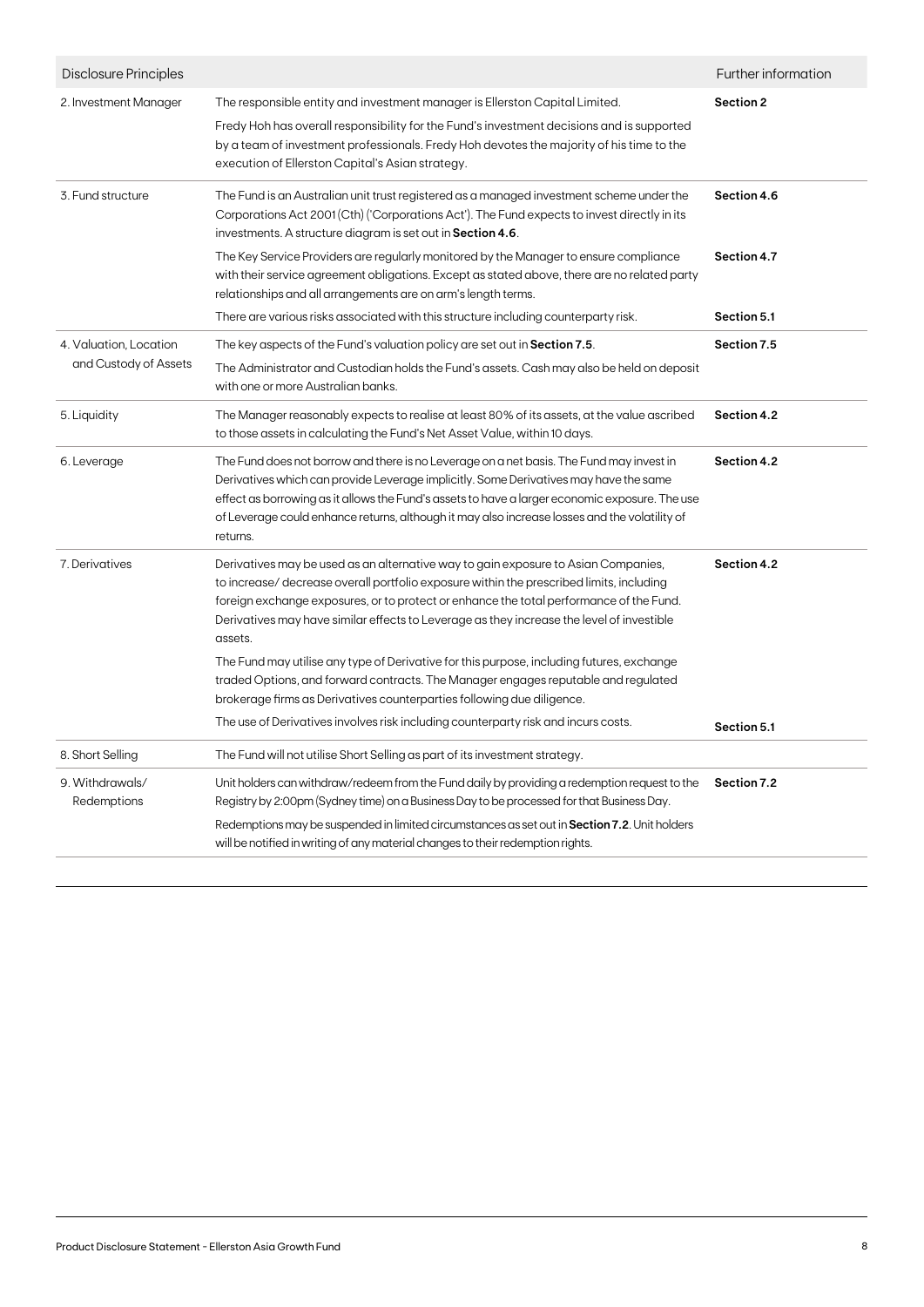| Disclosure Principles | | Further information |
|---|---|---|
| 2. Investment Manager | The responsible entity and investment manager is Ellerston Capital Limited.<br><br>Fredy Hoh has overall responsibility for the Fund's investment decisions and is supported by a team of investment professionals. Fredy Hoh devotes the majority of his time to the execution of Ellerston Capital's Asian strategy. | **Section 2** |
| 3. Fund structure | The Fund is an Australian unit trust registered as a managed investment scheme under the Corporations Act 2001 (Cth) ('Corporations Act'). The Fund expects to invest directly in its investments. A structure diagram is set out in **Section 4.6**. | **Section 4.6** |
| | The Key Service Providers are regularly monitored by the Manager to ensure compliance with their service agreement obligations. Except as stated above, there are no related party relationships and all arrangements are on arm's length terms. | **Section 4.7** |
| | There are various risks associated with this structure including counterparty risk. | **Section 5.1** |
| 4. Valuation, Location and Custody of Assets | The key aspects of the Fund's valuation policy are set out in **Section 7.5**.<br><br>The Administrator and Custodian holds the Fund's assets. Cash may also be held on deposit with one or more Australian banks. | **Section 7.5** |
| 5. Liquidity | The Manager reasonably expects to realise at least 80% of its assets, at the value ascribed to those assets in calculating the Fund's Net Asset Value, within 10 days. | **Section 4.2** |
| 6. Leverage | The Fund does not borrow and there is no Leverage on a net basis. The Fund may invest in Derivatives which can provide Leverage implicitly. Some Derivatives may have the same effect as borrowing as it allows the Fund's assets to have a larger economic exposure. The use of Leverage could enhance returns, although it may also increase losses and the volatility of returns. | **Section 4.2** |
| 7. Derivatives | Derivatives may be used as an alternative way to gain exposure to Asian Companies, to increase/ decrease overall portfolio exposure within the prescribed limits, including foreign exchange exposures, or to protect or enhance the total performance of the Fund. Derivatives may have similar effects to Leverage as they increase the level of investible assets.<br><br>The Fund may utilise any type of Derivative for this purpose, including futures, exchange traded Options, and forward contracts. The Manager engages reputable and regulated brokerage firms as Derivatives counterparties following due diligence. | **Section 4.2** |
| | The use of Derivatives involves risk including counterparty risk and incurs costs. | **Section 5.1** |
| 8. Short Selling | The Fund will not utilise Short Selling as part of its investment strategy. | |
| 9. Withdrawals/ Redemptions | Unit holders can withdraw/redeem from the Fund daily by providing a redemption request to the Registry by 2:00pm (Sydney time) on a Business Day to be processed for that Business Day.<br><br>Redemptions may be suspended in limited circumstances as set out in **Section 7.2**. Unit holders will be notified in writing of any material changes to their redemption rights. | **Section 7.2** |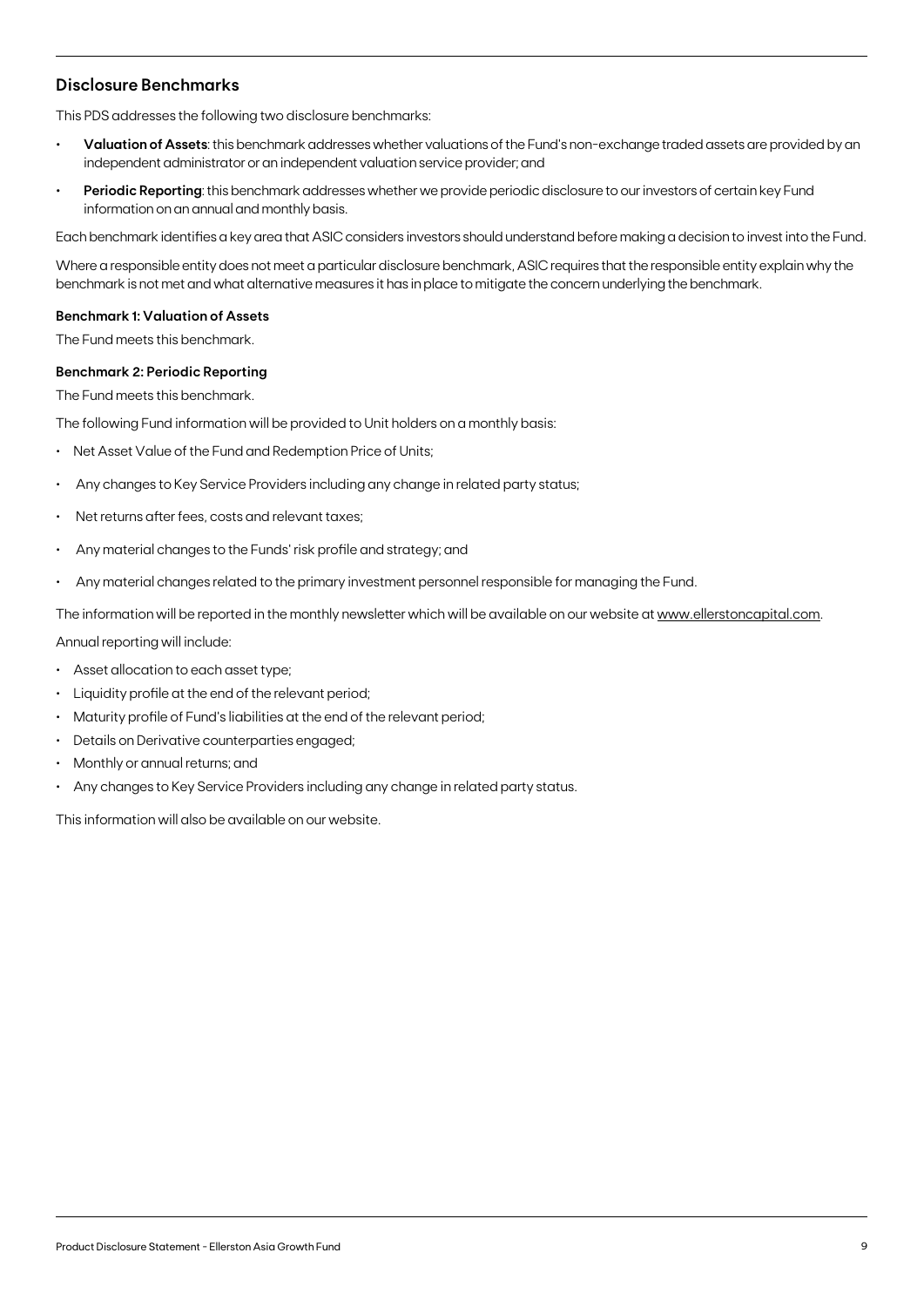## Disclosure Benchmarks

This PDS addresses the following two disclosure benchmarks:

- **Valuation of Assets**: this benchmark addresses whether valuations of the Fund's non-exchange traded assets are provided by an independent administrator or an independent valuation service provider; and
- **Periodic Reporting**: this benchmark addresses whether we provide periodic disclosure to our investors of certain key Fund information on an annual and monthly basis.

Each benchmark identifies a key area that ASIC considers investors should understand before making a decision to invest into the Fund.

Where a responsible entity does not meet a particular disclosure benchmark, ASIC requires that the responsible entity explain why the benchmark is not met and what alternative measures it has in place to mitigate the concern underlying the benchmark.

#### Benchmark 1: Valuation of Assets

The Fund meets this benchmark.

#### Benchmark 2: Periodic Reporting

The Fund meets this benchmark.

The following Fund information will be provided to Unit holders on a monthly basis:

- Net Asset Value of the Fund and Redemption Price of Units;
- Any changes to Key Service Providers including any change in related party status;
- Net returns after fees, costs and relevant taxes;
- Any material changes to the Funds' risk profile and strategy; and
- Any material changes related to the primary investment personnel responsible for managing the Fund.

The information will be reported in the monthly newsletter which will be available on our website at www.ellerstoncapital.com.

Annual reporting will include:

- Asset allocation to each asset type;
- Liquidity profile at the end of the relevant period;
- Maturity profile of Fund's liabilities at the end of the relevant period;
- Details on Derivative counterparties engaged;
- Monthly or annual returns; and
- Any changes to Key Service Providers including any change in related party status.

This information will also be available on our website.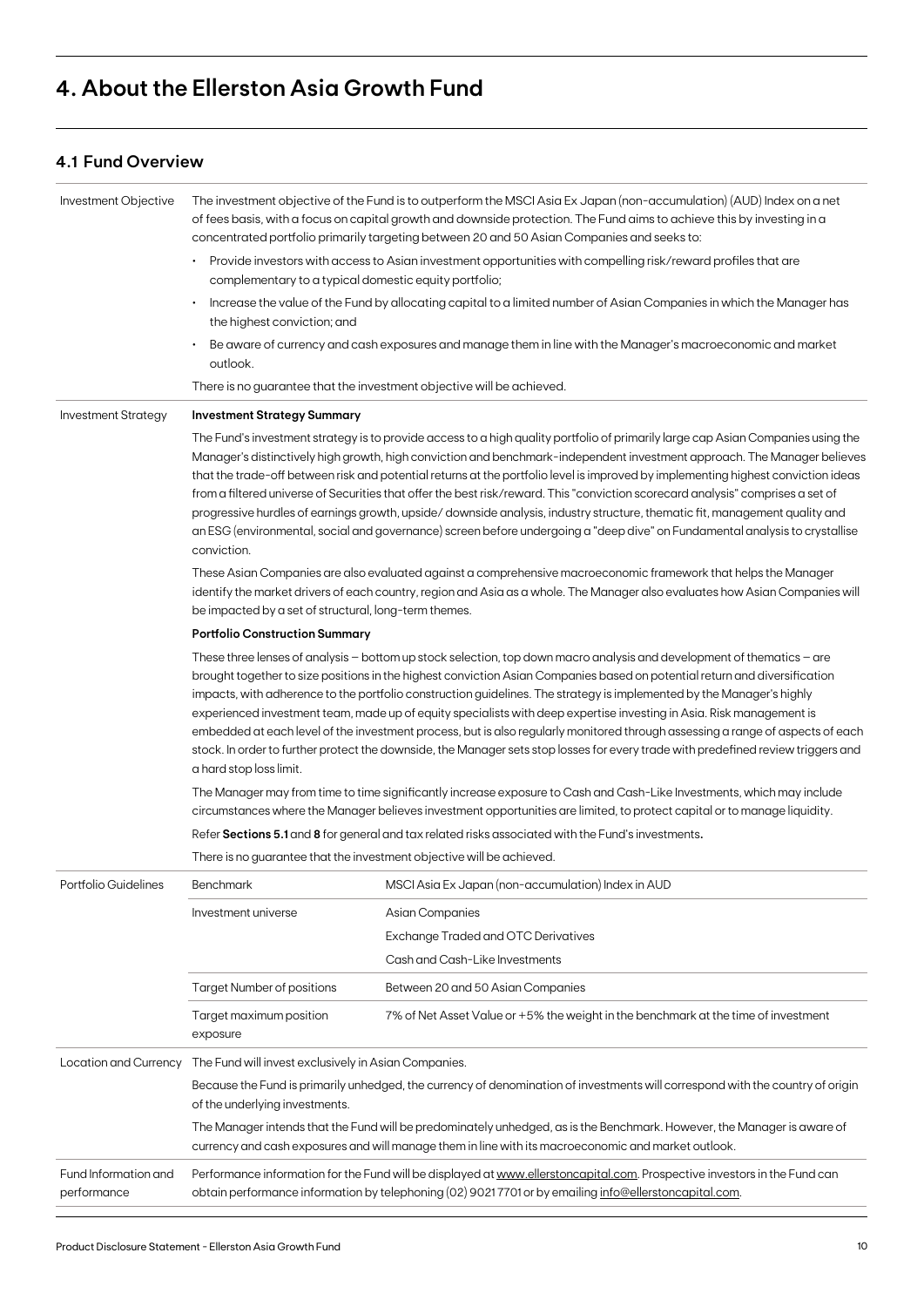# 4. About the Ellerston Asia Growth Fund

## 4.1 Fund Overview

| | |
|---|---|
| Investment Objective | The investment objective of the Fund is to outperform the MSCI Asia Ex Japan (non-accumulation) (AUD) Index on a net of fees basis, with a focus on capital growth and downside protection. The Fund aims to achieve this by investing in a concentrated portfolio primarily targeting between 20 and 50 Asian Companies and seeks to:<br>• Provide investors with access to Asian investment opportunities with compelling risk/reward profiles that are complementary to a typical domestic equity portfolio;<br>• Increase the value of the Fund by allocating capital to a limited number of Asian Companies in which the Manager has the highest conviction; and<br>• Be aware of currency and cash exposures and manage them in line with the Manager's macroeconomic and market outlook.<br>There is no guarantee that the investment objective will be achieved. |
| Investment Strategy | **Investment Strategy Summary**<br>The Fund's investment strategy is to provide access to a high quality portfolio of primarily large cap Asian Companies using the Manager's distinctively high growth, high conviction and benchmark-independent investment approach. The Manager believes that the trade-off between risk and potential returns at the portfolio level is improved by implementing highest conviction ideas from a filtered universe of Securities that offer the best risk/reward. This "conviction scorecard analysis" comprises a set of progressive hurdles of earnings growth, upside/ downside analysis, industry structure, thematic fit, management quality and an ESG (environmental, social and governance) screen before undergoing a "deep dive" on Fundamental analysis to crystallise conviction.<br>These Asian Companies are also evaluated against a comprehensive macroeconomic framework that helps the Manager identify the market drivers of each country, region and Asia as a whole. The Manager also evaluates how Asian Companies will be impacted by a set of structural, long-term themes.<br>**Portfolio Construction Summary**<br>These three lenses of analysis – bottom up stock selection, top down macro analysis and development of thematics – are brought together to size positions in the highest conviction Asian Companies based on potential return and diversification impacts, with adherence to the portfolio construction guidelines. The strategy is implemented by the Manager's highly experienced investment team, made up of equity specialists with deep expertise investing in Asia. Risk management is embedded at each level of the investment process, but is also regularly monitored through assessing a range of aspects of each stock. In order to further protect the downside, the Manager sets stop losses for every trade with predefined review triggers and a hard stop loss limit.<br>The Manager may from time to time significantly increase exposure to Cash and Cash-Like Investments, which may include circumstances where the Manager believes investment opportunities are limited, to protect capital or to manage liquidity.<br>Refer **Sections 5.1** and **8** for general and tax related risks associated with the Fund's investments.<br>There is no guarantee that the investment objective will be achieved. |

| Portfolio Guidelines | | |
|---|---|---|
| | Benchmark | MSCI Asia Ex Japan (non-accumulation) Index in AUD |
| | Investment universe | Asian Companies<br>Exchange Traded and OTC Derivatives<br>Cash and Cash-Like Investments |
| | Target Number of positions | Between 20 and 50 Asian Companies |
| | Target maximum position exposure | 7% of Net Asset Value or +5% the weight in the benchmark at the time of investment |

| | |
|---|---|
| Location and Currency | The Fund will invest exclusively in Asian Companies.<br>Because the Fund is primarily unhedged, the currency of denomination of investments will correspond with the country of origin of the underlying investments.<br>The Manager intends that the Fund will be predominately unhedged, as is the Benchmark. However, the Manager is aware of currency and cash exposures and will manage them in line with its macroeconomic and market outlook. |
| Fund Information and performance | Performance information for the Fund will be displayed at www.ellerstoncapital.com. Prospective investors in the Fund can obtain performance information by telephoning (02) 9021 7701 or by emailing info@ellerstoncapital.com. |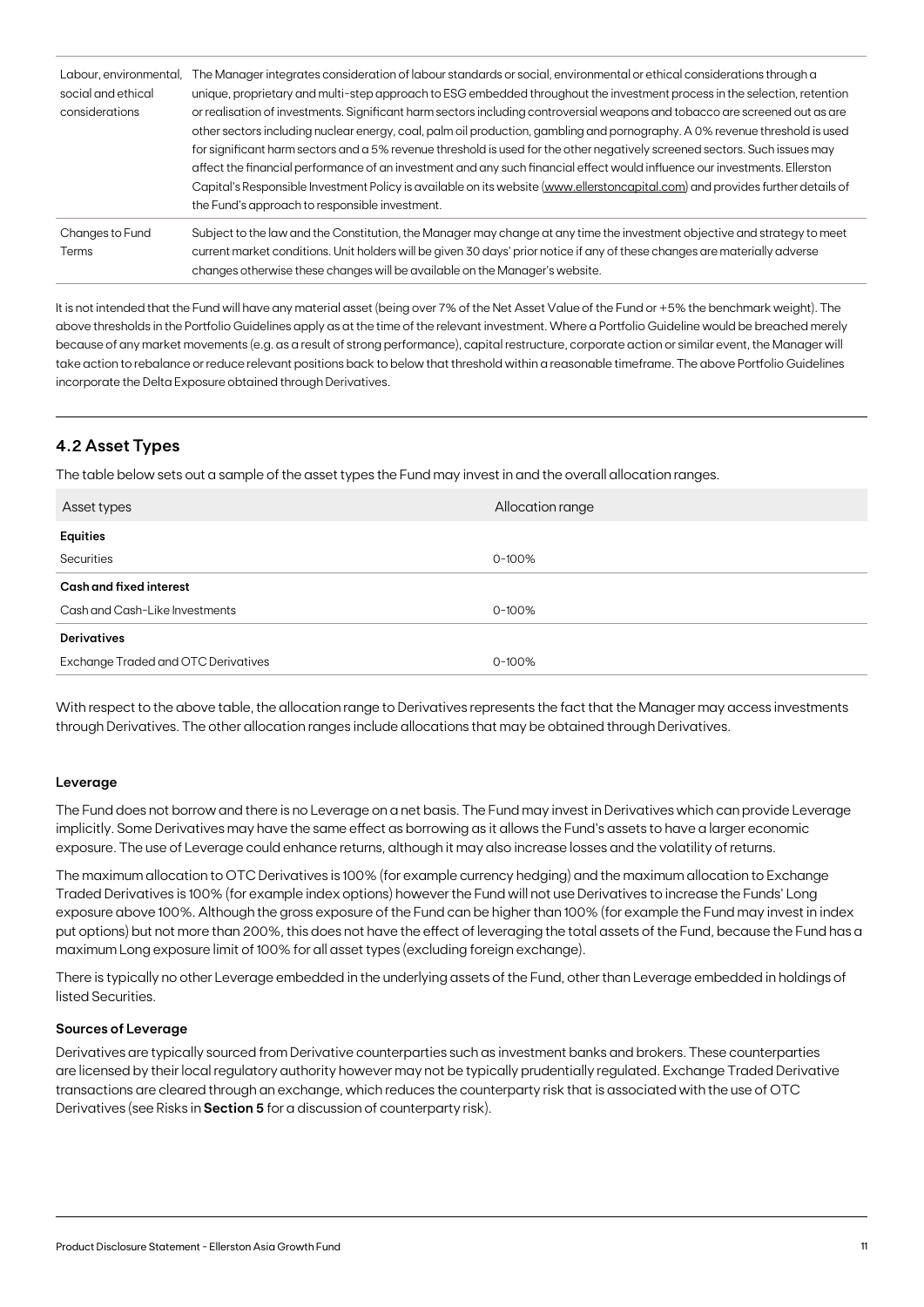| | |
|---|---|
| Labour, environmental, social and ethical considerations | The Manager integrates consideration of labour standards or social, environmental or ethical considerations through a unique, proprietary and multi-step approach to ESG embedded throughout the investment process in the selection, retention or realisation of investments. Significant harm sectors including controversial weapons and tobacco are screened out as are other sectors including nuclear energy, coal, palm oil production, gambling and pornography. A 0% revenue threshold is used for significant harm sectors and a 5% revenue threshold is used for the other negatively screened sectors. Such issues may affect the financial performance of an investment and any such financial effect would influence our investments. Ellerston Capital's Responsible Investment Policy is available on its website (www.ellerstoncapital.com) and provides further details of the Fund's approach to responsible investment. |
| Changes to Fund Terms | Subject to the law and the Constitution, the Manager may change at any time the investment objective and strategy to meet current market conditions. Unit holders will be given 30 days' prior notice if any of these changes are materially adverse changes otherwise these changes will be available on the Manager's website. |

It is not intended that the Fund will have any material asset (being over 7% of the Net Asset Value of the Fund or +5% the benchmark weight). The above thresholds in the Portfolio Guidelines apply as at the time of the relevant investment. Where a Portfolio Guideline would be breached merely because of any market movements (e.g. as a result of strong performance), capital restructure, corporate action or similar event, the Manager will take action to rebalance or reduce relevant positions back to below that threshold within a reasonable timeframe. The above Portfolio Guidelines incorporate the Delta Exposure obtained through Derivatives.

## 4.2 Asset Types

The table below sets out a sample of the asset types the Fund may invest in and the overall allocation ranges.

| Asset types | Allocation range |
|---|---|
| **Equities** | |
| Securities | 0-100% |
| **Cash and fixed interest** | |
| Cash and Cash-Like Investments | 0-100% |
| **Derivatives** | |
| Exchange Traded and OTC Derivatives | 0-100% |

With respect to the above table, the allocation range to Derivatives represents the fact that the Manager may access investments through Derivatives. The other allocation ranges include allocations that may be obtained through Derivatives.

#### Leverage

The Fund does not borrow and there is no Leverage on a net basis. The Fund may invest in Derivatives which can provide Leverage implicitly. Some Derivatives may have the same effect as borrowing as it allows the Fund's assets to have a larger economic exposure. The use of Leverage could enhance returns, although it may also increase losses and the volatility of returns.

The maximum allocation to OTC Derivatives is 100% (for example currency hedging) and the maximum allocation to Exchange Traded Derivatives is 100% (for example index options) however the Fund will not use Derivatives to increase the Funds' Long exposure above 100%. Although the gross exposure of the Fund can be higher than 100% (for example the Fund may invest in index put options) but not more than 200%, this does not have the effect of leveraging the total assets of the Fund, because the Fund has a maximum Long exposure limit of 100% for all asset types (excluding foreign exchange).

There is typically no other Leverage embedded in the underlying assets of the Fund, other than Leverage embedded in holdings of listed Securities.

#### Sources of Leverage

Derivatives are typically sourced from Derivative counterparties such as investment banks and brokers. These counterparties are licensed by their local regulatory authority however may not be typically prudentially regulated. Exchange Traded Derivative transactions are cleared through an exchange, which reduces the counterparty risk that is associated with the use of OTC Derivatives (see Risks in **Section 5** for a discussion of counterparty risk).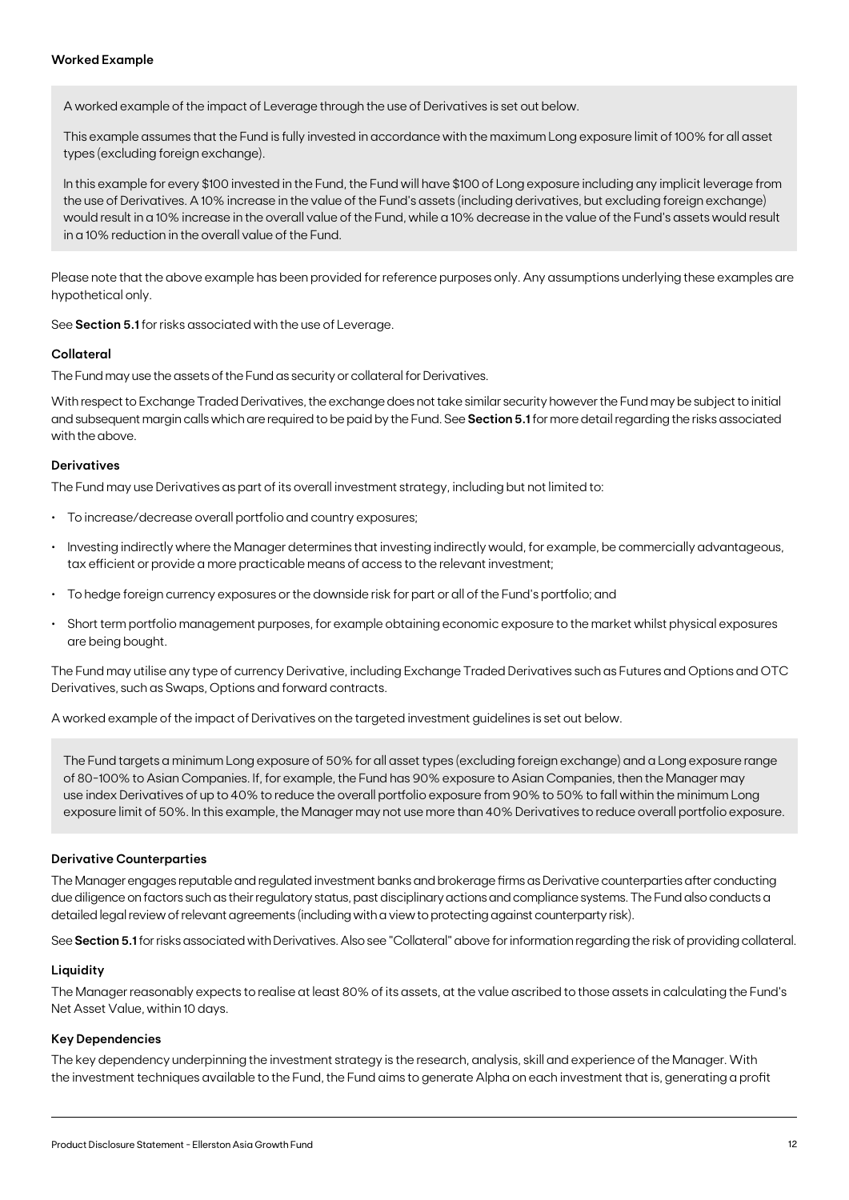### Worked Example

A worked example of the impact of Leverage through the use of Derivatives is set out below.

This example assumes that the Fund is fully invested in accordance with the maximum Long exposure limit of 100% for all asset types (excluding foreign exchange).

In this example for every $100 invested in the Fund, the Fund will have $100 of Long exposure including any implicit leverage from the use of Derivatives. A 10% increase in the value of the Fund's assets (including derivatives, but excluding foreign exchange) would result in a 10% increase in the overall value of the Fund, while a 10% decrease in the value of the Fund's assets would result in a 10% reduction in the overall value of the Fund.

Please note that the above example has been provided for reference purposes only. Any assumptions underlying these examples are hypothetical only.

See **Section 5.1** for risks associated with the use of Leverage.

### Collateral

The Fund may use the assets of the Fund as security or collateral for Derivatives.

With respect to Exchange Traded Derivatives, the exchange does not take similar security however the Fund may be subject to initial and subsequent margin calls which are required to be paid by the Fund. See **Section 5.1** for more detail regarding the risks associated with the above.

### Derivatives

The Fund may use Derivatives as part of its overall investment strategy, including but not limited to:

- To increase/decrease overall portfolio and country exposures;
- Investing indirectly where the Manager determines that investing indirectly would, for example, be commercially advantageous, tax efficient or provide a more practicable means of access to the relevant investment;
- To hedge foreign currency exposures or the downside risk for part or all of the Fund's portfolio; and
- Short term portfolio management purposes, for example obtaining economic exposure to the market whilst physical exposures are being bought.

The Fund may utilise any type of currency Derivative, including Exchange Traded Derivatives such as Futures and Options and OTC Derivatives, such as Swaps, Options and forward contracts.

A worked example of the impact of Derivatives on the targeted investment guidelines is set out below.

The Fund targets a minimum Long exposure of 50% for all asset types (excluding foreign exchange) and a Long exposure range of 80-100% to Asian Companies. If, for example, the Fund has 90% exposure to Asian Companies, then the Manager may use index Derivatives of up to 40% to reduce the overall portfolio exposure from 90% to 50% to fall within the minimum Long exposure limit of 50%. In this example, the Manager may not use more than 40% Derivatives to reduce overall portfolio exposure.

### Derivative Counterparties

The Manager engages reputable and regulated investment banks and brokerage firms as Derivative counterparties after conducting due diligence on factors such as their regulatory status, past disciplinary actions and compliance systems. The Fund also conducts a detailed legal review of relevant agreements (including with a view to protecting against counterparty risk).

See **Section 5.1** for risks associated with Derivatives. Also see "Collateral" above for information regarding the risk of providing collateral.

### Liquidity

The Manager reasonably expects to realise at least 80% of its assets, at the value ascribed to those assets in calculating the Fund's Net Asset Value, within 10 days.

### Key Dependencies

The key dependency underpinning the investment strategy is the research, analysis, skill and experience of the Manager. With the investment techniques available to the Fund, the Fund aims to generate Alpha on each investment that is, generating a profit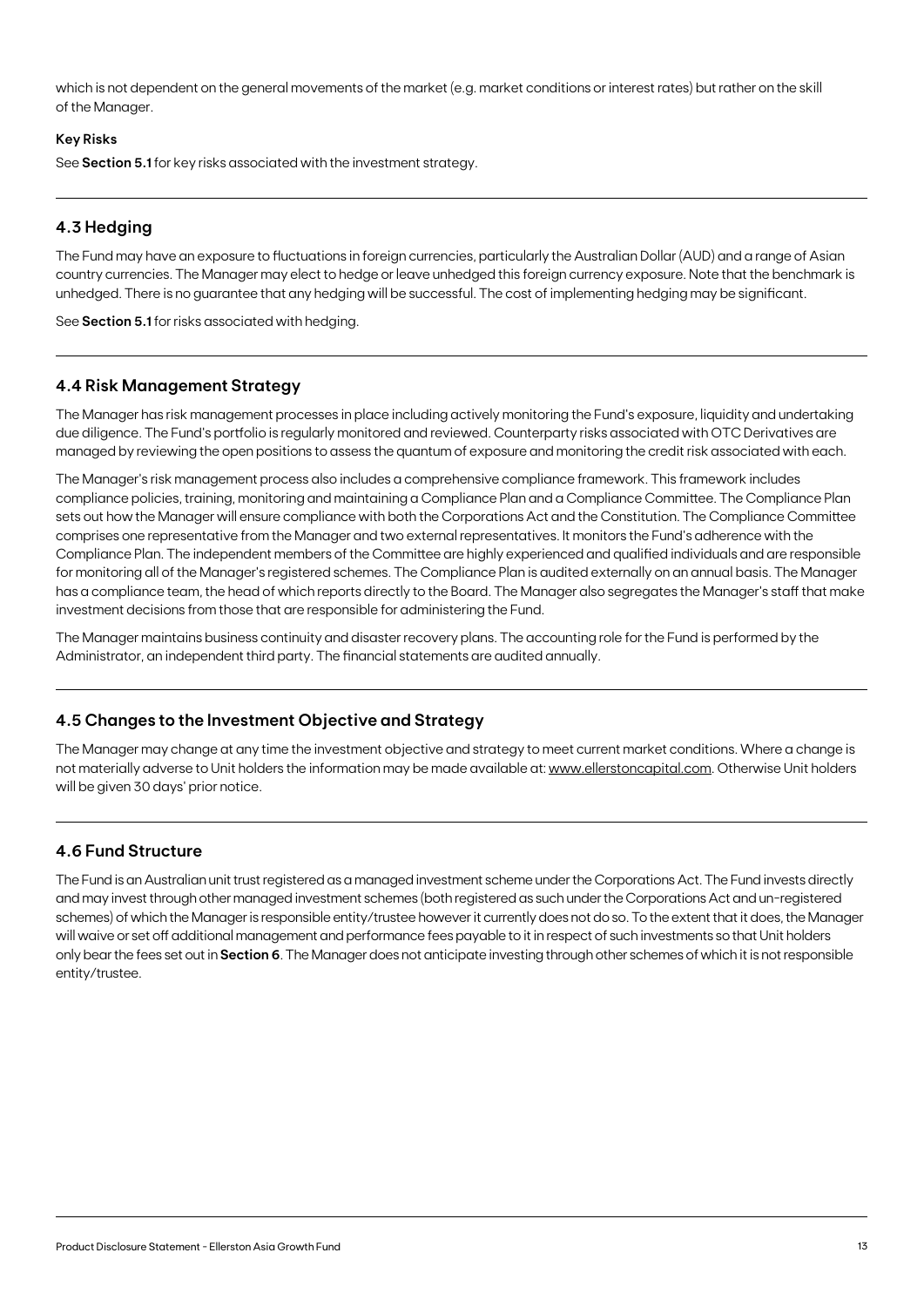which is not dependent on the general movements of the market (e.g. market conditions or interest rates) but rather on the skill of the Manager.

**Key Risks**

See **Section 5.1** for key risks associated with the investment strategy.

## 4.3 Hedging

The Fund may have an exposure to fluctuations in foreign currencies, particularly the Australian Dollar (AUD) and a range of Asian country currencies. The Manager may elect to hedge or leave unhedged this foreign currency exposure. Note that the benchmark is unhedged. There is no guarantee that any hedging will be successful. The cost of implementing hedging may be significant.

See **Section 5.1** for risks associated with hedging.

## 4.4 Risk Management Strategy

The Manager has risk management processes in place including actively monitoring the Fund's exposure, liquidity and undertaking due diligence. The Fund's portfolio is regularly monitored and reviewed. Counterparty risks associated with OTC Derivatives are managed by reviewing the open positions to assess the quantum of exposure and monitoring the credit risk associated with each.

The Manager's risk management process also includes a comprehensive compliance framework. This framework includes compliance policies, training, monitoring and maintaining a Compliance Plan and a Compliance Committee. The Compliance Plan sets out how the Manager will ensure compliance with both the Corporations Act and the Constitution. The Compliance Committee comprises one representative from the Manager and two external representatives. It monitors the Fund's adherence with the Compliance Plan. The independent members of the Committee are highly experienced and qualified individuals and are responsible for monitoring all of the Manager's registered schemes. The Compliance Plan is audited externally on an annual basis. The Manager has a compliance team, the head of which reports directly to the Board. The Manager also segregates the Manager's staff that make investment decisions from those that are responsible for administering the Fund.

The Manager maintains business continuity and disaster recovery plans. The accounting role for the Fund is performed by the Administrator, an independent third party. The financial statements are audited annually.

## 4.5 Changes to the Investment Objective and Strategy

The Manager may change at any time the investment objective and strategy to meet current market conditions. Where a change is not materially adverse to Unit holders the information may be made available at: www.ellerstoncapital.com. Otherwise Unit holders will be given 30 days' prior notice.

## 4.6 Fund Structure

The Fund is an Australian unit trust registered as a managed investment scheme under the Corporations Act. The Fund invests directly and may invest through other managed investment schemes (both registered as such under the Corporations Act and un-registered schemes) of which the Manager is responsible entity/trustee however it currently does not do so. To the extent that it does, the Manager will waive or set off additional management and performance fees payable to it in respect of such investments so that Unit holders only bear the fees set out in **Section 6**. The Manager does not anticipate investing through other schemes of which it is not responsible entity/trustee.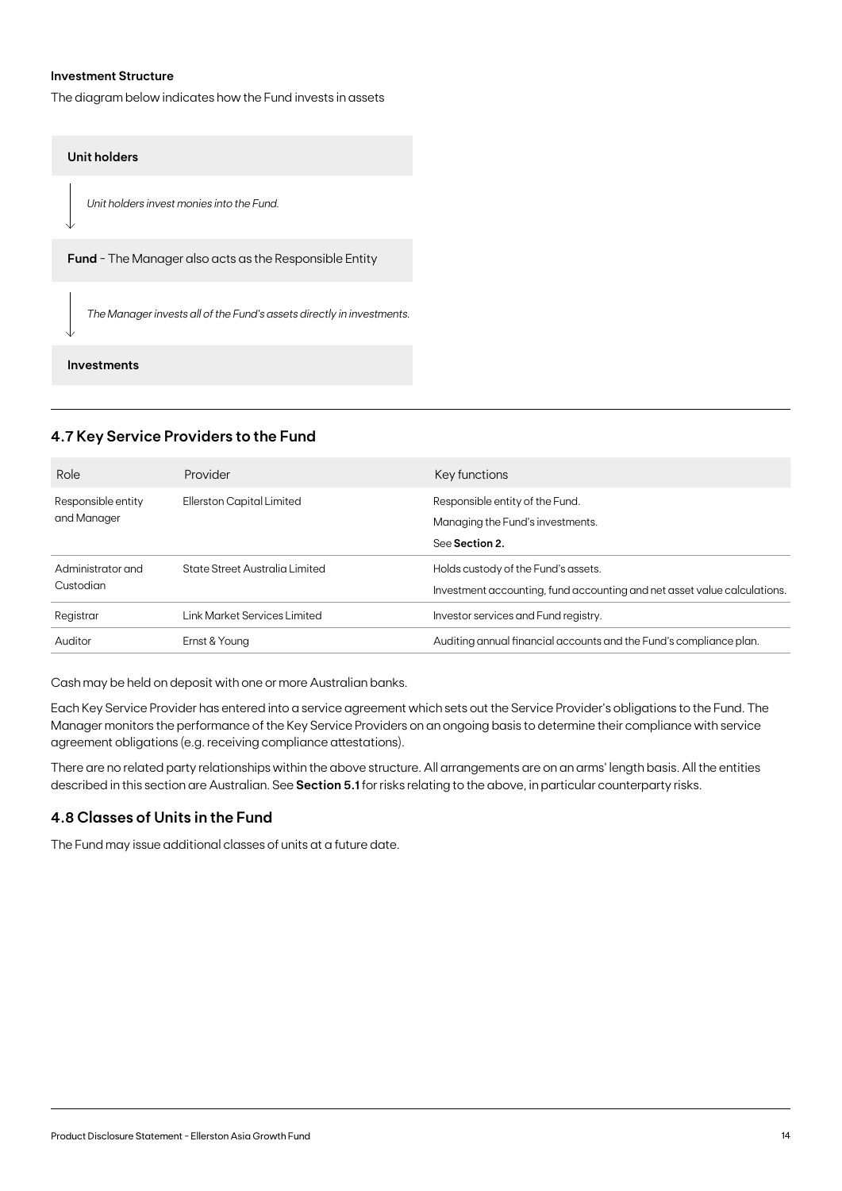**Investment Structure**

The diagram below indicates how the Fund invests in assets

**Unit holders**

↓ *Unit holders invest monies into the Fund.*

**Fund** - The Manager also acts as the Responsible Entity

↓ *The Manager invests all of the Fund's assets directly in investments.*

**Investments**

## 4.7 Key Service Providers to the Fund

| Role | Provider | Key functions |
|---|---|---|
| Responsible entity and Manager | Ellerston Capital Limited | Responsible entity of the Fund.<br>Managing the Fund's investments.<br>See **Section 2.** |
| Administrator and Custodian | State Street Australia Limited | Holds custody of the Fund's assets.<br>Investment accounting, fund accounting and net asset value calculations. |
| Registrar | Link Market Services Limited | Investor services and Fund registry. |
| Auditor | Ernst & Young | Auditing annual financial accounts and the Fund's compliance plan. |

Cash may be held on deposit with one or more Australian banks.

Each Key Service Provider has entered into a service agreement which sets out the Service Provider's obligations to the Fund. The Manager monitors the performance of the Key Service Providers on an ongoing basis to determine their compliance with service agreement obligations (e.g. receiving compliance attestations).

There are no related party relationships within the above structure. All arrangements are on an arms' length basis. All the entities described in this section are Australian. See **Section 5.1** for risks relating to the above, in particular counterparty risks.

## 4.8 Classes of Units in the Fund

The Fund may issue additional classes of units at a future date.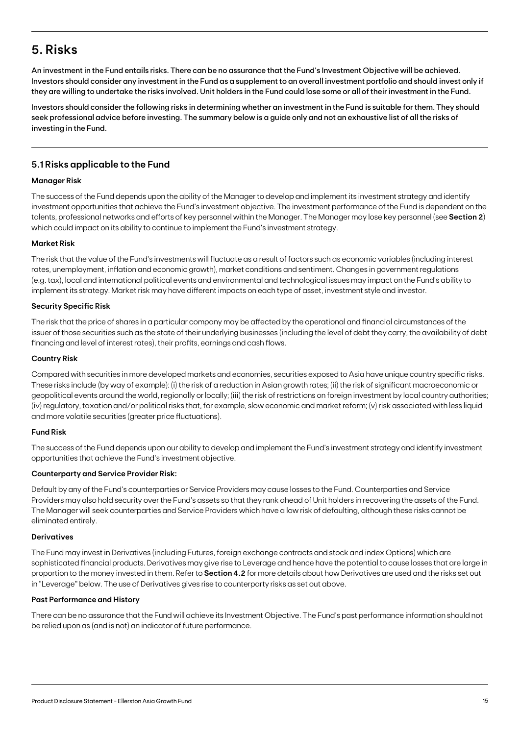# 5. Risks

**An investment in the Fund entails risks. There can be no assurance that the Fund's Investment Objective will be achieved. Investors should consider any investment in the Fund as a supplement to an overall investment portfolio and should invest only if they are willing to undertake the risks involved. Unit holders in the Fund could lose some or all of their investment in the Fund.**

**Investors should consider the following risks in determining whether an investment in the Fund is suitable for them. They should seek professional advice before investing. The summary below is a guide only and not an exhaustive list of all the risks of investing in the Fund.**

## 5.1 Risks applicable to the Fund

### Manager Risk

The success of the Fund depends upon the ability of the Manager to develop and implement its investment strategy and identify investment opportunities that achieve the Fund's investment objective. The investment performance of the Fund is dependent on the talents, professional networks and efforts of key personnel within the Manager. The Manager may lose key personnel (see **Section 2**) which could impact on its ability to continue to implement the Fund's investment strategy.

### Market Risk

The risk that the value of the Fund's investments will fluctuate as a result of factors such as economic variables (including interest rates, unemployment, inflation and economic growth), market conditions and sentiment. Changes in government regulations (e.g. tax), local and international political events and environmental and technological issues may impact on the Fund's ability to implement its strategy. Market risk may have different impacts on each type of asset, investment style and investor.

### Security Specific Risk

The risk that the price of shares in a particular company may be affected by the operational and financial circumstances of the issuer of those securities such as the state of their underlying businesses (including the level of debt they carry, the availability of debt financing and level of interest rates), their profits, earnings and cash flows.

### Country Risk

Compared with securities in more developed markets and economies, securities exposed to Asia have unique country specific risks. These risks include (by way of example): (i) the risk of a reduction in Asian growth rates; (ii) the risk of significant macroeconomic or geopolitical events around the world, regionally or locally; (iii) the risk of restrictions on foreign investment by local country authorities; (iv) regulatory, taxation and/or political risks that, for example, slow economic and market reform; (v) risk associated with less liquid and more volatile securities (greater price fluctuations).

### Fund Risk

The success of the Fund depends upon our ability to develop and implement the Fund's investment strategy and identify investment opportunities that achieve the Fund's investment objective.

### Counterparty and Service Provider Risk:

Default by any of the Fund's counterparties or Service Providers may cause losses to the Fund. Counterparties and Service Providers may also hold security over the Fund's assets so that they rank ahead of Unit holders in recovering the assets of the Fund. The Manager will seek counterparties and Service Providers which have a low risk of defaulting, although these risks cannot be eliminated entirely.

### Derivatives

The Fund may invest in Derivatives (including Futures, foreign exchange contracts and stock and index Options) which are sophisticated financial products. Derivatives may give rise to Leverage and hence have the potential to cause losses that are large in proportion to the money invested in them. Refer to **Section 4.2** for more details about how Derivatives are used and the risks set out in "Leverage" below. The use of Derivatives gives rise to counterparty risks as set out above.

### Past Performance and History

There can be no assurance that the Fund will achieve its Investment Objective. The Fund's past performance information should not be relied upon as (and is not) an indicator of future performance.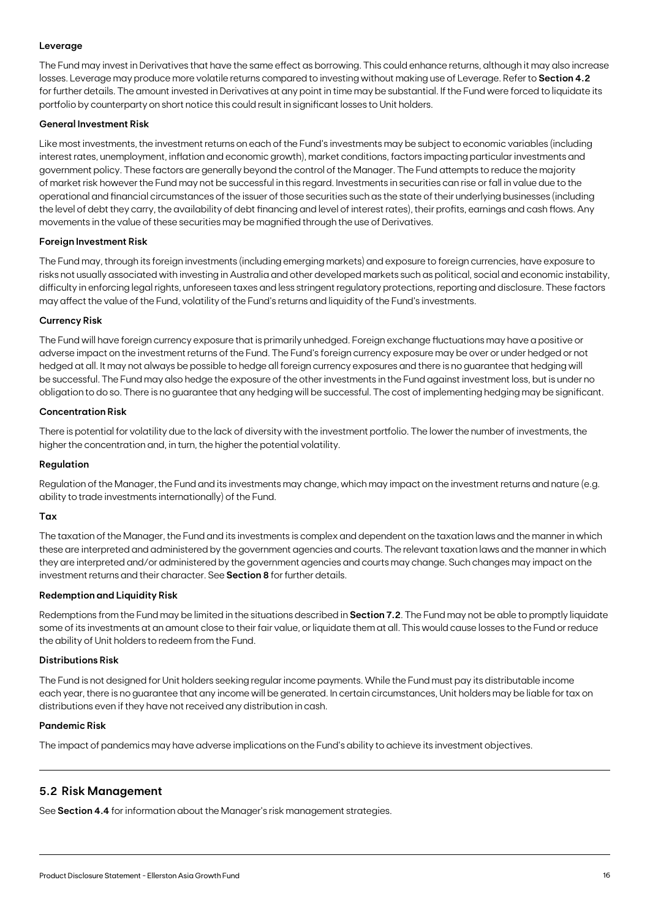**Leverage**

The Fund may invest in Derivatives that have the same effect as borrowing. This could enhance returns, although it may also increase losses. Leverage may produce more volatile returns compared to investing without making use of Leverage. Refer to **Section 4.2** for further details. The amount invested in Derivatives at any point in time may be substantial. If the Fund were forced to liquidate its portfolio by counterparty on short notice this could result in significant losses to Unit holders.

**General Investment Risk**

Like most investments, the investment returns on each of the Fund's investments may be subject to economic variables (including interest rates, unemployment, inflation and economic growth), market conditions, factors impacting particular investments and government policy. These factors are generally beyond the control of the Manager. The Fund attempts to reduce the majority of market risk however the Fund may not be successful in this regard. Investments in securities can rise or fall in value due to the operational and financial circumstances of the issuer of those securities such as the state of their underlying businesses (including the level of debt they carry, the availability of debt financing and level of interest rates), their profits, earnings and cash flows. Any movements in the value of these securities may be magnified through the use of Derivatives.

**Foreign Investment Risk**

The Fund may, through its foreign investments (including emerging markets) and exposure to foreign currencies, have exposure to risks not usually associated with investing in Australia and other developed markets such as political, social and economic instability, difficulty in enforcing legal rights, unforeseen taxes and less stringent regulatory protections, reporting and disclosure. These factors may affect the value of the Fund, volatility of the Fund's returns and liquidity of the Fund's investments.

**Currency Risk**

The Fund will have foreign currency exposure that is primarily unhedged. Foreign exchange fluctuations may have a positive or adverse impact on the investment returns of the Fund. The Fund's foreign currency exposure may be over or under hedged or not hedged at all. It may not always be possible to hedge all foreign currency exposures and there is no guarantee that hedging will be successful. The Fund may also hedge the exposure of the other investments in the Fund against investment loss, but is under no obligation to do so. There is no guarantee that any hedging will be successful. The cost of implementing hedging may be significant.

**Concentration Risk**

There is potential for volatility due to the lack of diversity with the investment portfolio. The lower the number of investments, the higher the concentration and, in turn, the higher the potential volatility.

**Regulation**

Regulation of the Manager, the Fund and its investments may change, which may impact on the investment returns and nature (e.g. ability to trade investments internationally) of the Fund.

**Tax**

The taxation of the Manager, the Fund and its investments is complex and dependent on the taxation laws and the manner in which these are interpreted and administered by the government agencies and courts. The relevant taxation laws and the manner in which they are interpreted and/or administered by the government agencies and courts may change. Such changes may impact on the investment returns and their character. See **Section 8** for further details.

**Redemption and Liquidity Risk**

Redemptions from the Fund may be limited in the situations described in **Section 7.2**. The Fund may not be able to promptly liquidate some of its investments at an amount close to their fair value, or liquidate them at all. This would cause losses to the Fund or reduce the ability of Unit holders to redeem from the Fund.

**Distributions Risk**

The Fund is not designed for Unit holders seeking regular income payments. While the Fund must pay its distributable income each year, there is no guarantee that any income will be generated. In certain circumstances, Unit holders may be liable for tax on distributions even if they have not received any distribution in cash.

**Pandemic Risk**

The impact of pandemics may have adverse implications on the Fund's ability to achieve its investment objectives.

## 5.2 Risk Management

See **Section 4.4** for information about the Manager's risk management strategies.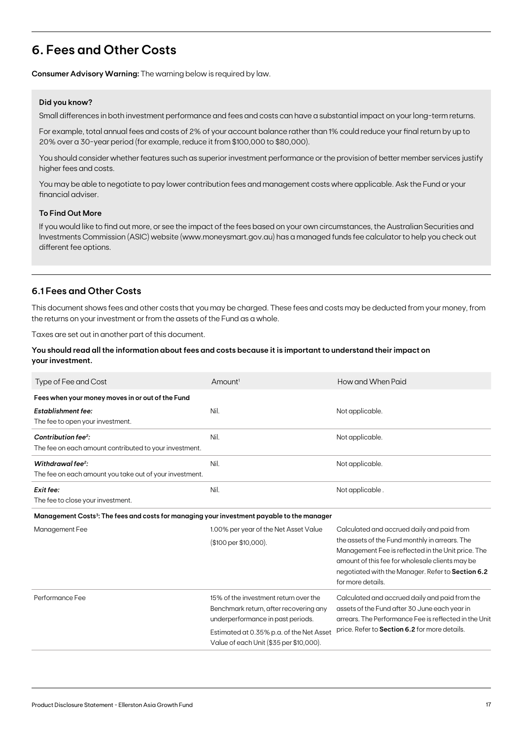## 6. Fees and Other Costs

**Consumer Advisory Warning:** The warning below is required by law.

**Did you know?**

Small differences in both investment performance and fees and costs can have a substantial impact on your long-term returns.

For example, total annual fees and costs of 2% of your account balance rather than 1% could reduce your final return by up to 20% over a 30-year period (for example, reduce it from $100,000 to $80,000).

You should consider whether features such as superior investment performance or the provision of better member services justify higher fees and costs.

You may be able to negotiate to pay lower contribution fees and management costs where applicable. Ask the Fund or your financial adviser.

**To Find Out More**

If you would like to find out more, or see the impact of the fees based on your own circumstances, the Australian Securities and Investments Commission (ASIC) website (www.moneysmart.gov.au) has a managed funds fee calculator to help you check out different fee options.

### 6.1 Fees and Other Costs

This document shows fees and other costs that you may be charged. These fees and costs may be deducted from your money, from the returns on your investment or from the assets of the Fund as a whole.

Taxes are set out in another part of this document.

**You should read all the information about fees and costs because it is important to understand their impact on your investment.**

| Type of Fee and Cost | Amount[1] | How and When Paid |
|---|---|---|
| **Fees when your money moves in or out of the Fund** | | |
| ***Establishment fee:*** The fee to open your investment. | Nil. | Not applicable. |
| ***Contribution fee[2]:*** The fee on each amount contributed to your investment. | Nil. | Not applicable. |
| ***Withdrawal fee[2]:*** The fee on each amount you take out of your investment. | Nil. | Not applicable. |
| ***Exit fee:*** The fee to close your investment. | Nil. | Not applicable . |
| **Management Costs[3]: The fees and costs for managing your investment payable to the manager** | | |
| Management Fee | 1.00% per year of the Net Asset Value ($100 per $10,000). | Calculated and accrued daily and paid from the assets of the Fund monthly in arrears. The Management Fee is reflected in the Unit price. The amount of this fee for wholesale clients may be negotiated with the Manager. Refer to **Section 6.2** for more details. |
| Performance Fee | 15% of the investment return over the Benchmark return, after recovering any underperformance in past periods. Estimated at 0.35% p.a. of the Net Asset Value of each Unit ($35 per $10,000). | Calculated and accrued daily and paid from the assets of the Fund after 30 June each year in arrears. The Performance Fee is reflected in the Unit price. Refer to **Section 6.2** for more details. |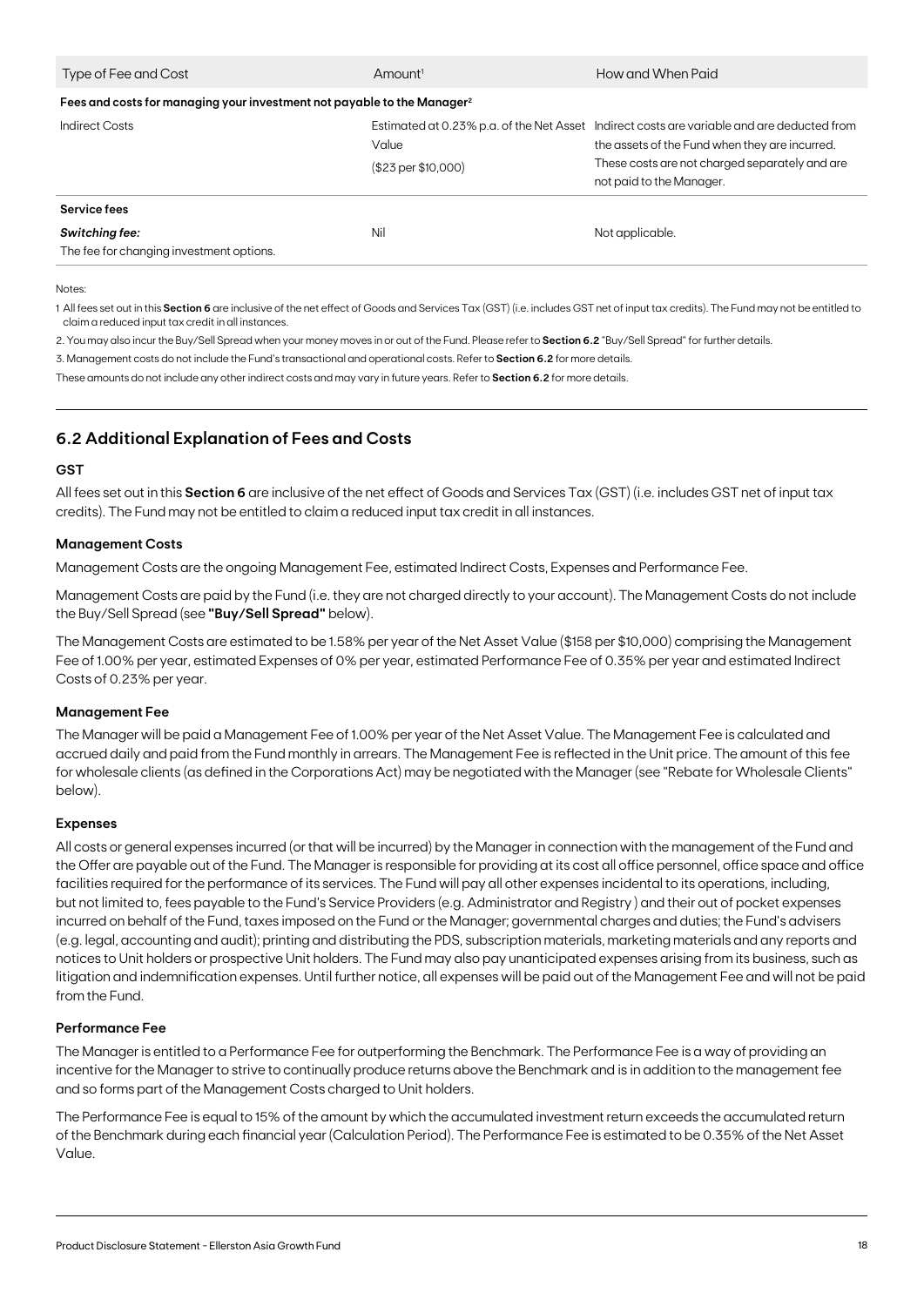| Type of Fee and Cost | Amount[1] | How and When Paid |
| --- | --- | --- |
| **Fees and costs for managing your investment not payable to the Manager[2]** | | |
| Indirect Costs | Estimated at 0.23% p.a. of the Net Asset Value ($23 per $10,000) | Indirect costs are variable and are deducted from the assets of the Fund when they are incurred. These costs are not charged separately and are not paid to the Manager. |
| **Service fees** | | |
| ***Switching fee:*** The fee for changing investment options. | Nil | Not applicable. |

Notes:

1 All fees set out in this **Section 6** are inclusive of the net effect of Goods and Services Tax (GST) (i.e. includes GST net of input tax credits). The Fund may not be entitled to claim a reduced input tax credit in all instances.

2. You may also incur the Buy/Sell Spread when your money moves in or out of the Fund. Please refer to **Section 6.2** "Buy/Sell Spread" for further details.

3. Management costs do not include the Fund's transactional and operational costs. Refer to **Section 6.2** for more details.

These amounts do not include any other indirect costs and may vary in future years. Refer to **Section 6.2** for more details.

## 6.2 Additional Explanation of Fees and Costs

### GST

All fees set out in this **Section 6** are inclusive of the net effect of Goods and Services Tax (GST) (i.e. includes GST net of input tax credits). The Fund may not be entitled to claim a reduced input tax credit in all instances.

### Management Costs

Management Costs are the ongoing Management Fee, estimated Indirect Costs, Expenses and Performance Fee.

Management Costs are paid by the Fund (i.e. they are not charged directly to your account). The Management Costs do not include the Buy/Sell Spread (see **"Buy/Sell Spread"** below).

The Management Costs are estimated to be 1.58% per year of the Net Asset Value ($158 per $10,000) comprising the Management Fee of 1.00% per year, estimated Expenses of 0% per year, estimated Performance Fee of 0.35% per year and estimated Indirect Costs of 0.23% per year.

### Management Fee

The Manager will be paid a Management Fee of 1.00% per year of the Net Asset Value. The Management Fee is calculated and accrued daily and paid from the Fund monthly in arrears. The Management Fee is reflected in the Unit price. The amount of this fee for wholesale clients (as defined in the Corporations Act) may be negotiated with the Manager (see "Rebate for Wholesale Clients" below).

### Expenses

All costs or general expenses incurred (or that will be incurred) by the Manager in connection with the management of the Fund and the Offer are payable out of the Fund. The Manager is responsible for providing at its cost all office personnel, office space and office facilities required for the performance of its services. The Fund will pay all other expenses incidental to its operations, including, but not limited to, fees payable to the Fund's Service Providers (e.g. Administrator and Registry ) and their out of pocket expenses incurred on behalf of the Fund, taxes imposed on the Fund or the Manager; governmental charges and duties; the Fund's advisers (e.g. legal, accounting and audit); printing and distributing the PDS, subscription materials, marketing materials and any reports and notices to Unit holders or prospective Unit holders. The Fund may also pay unanticipated expenses arising from its business, such as litigation and indemnification expenses. Until further notice, all expenses will be paid out of the Management Fee and will not be paid from the Fund.

### Performance Fee

The Manager is entitled to a Performance Fee for outperforming the Benchmark. The Performance Fee is a way of providing an incentive for the Manager to strive to continually produce returns above the Benchmark and is in addition to the management fee and so forms part of the Management Costs charged to Unit holders.

The Performance Fee is equal to 15% of the amount by which the accumulated investment return exceeds the accumulated return of the Benchmark during each financial year (Calculation Period). The Performance Fee is estimated to be 0.35% of the Net Asset Value.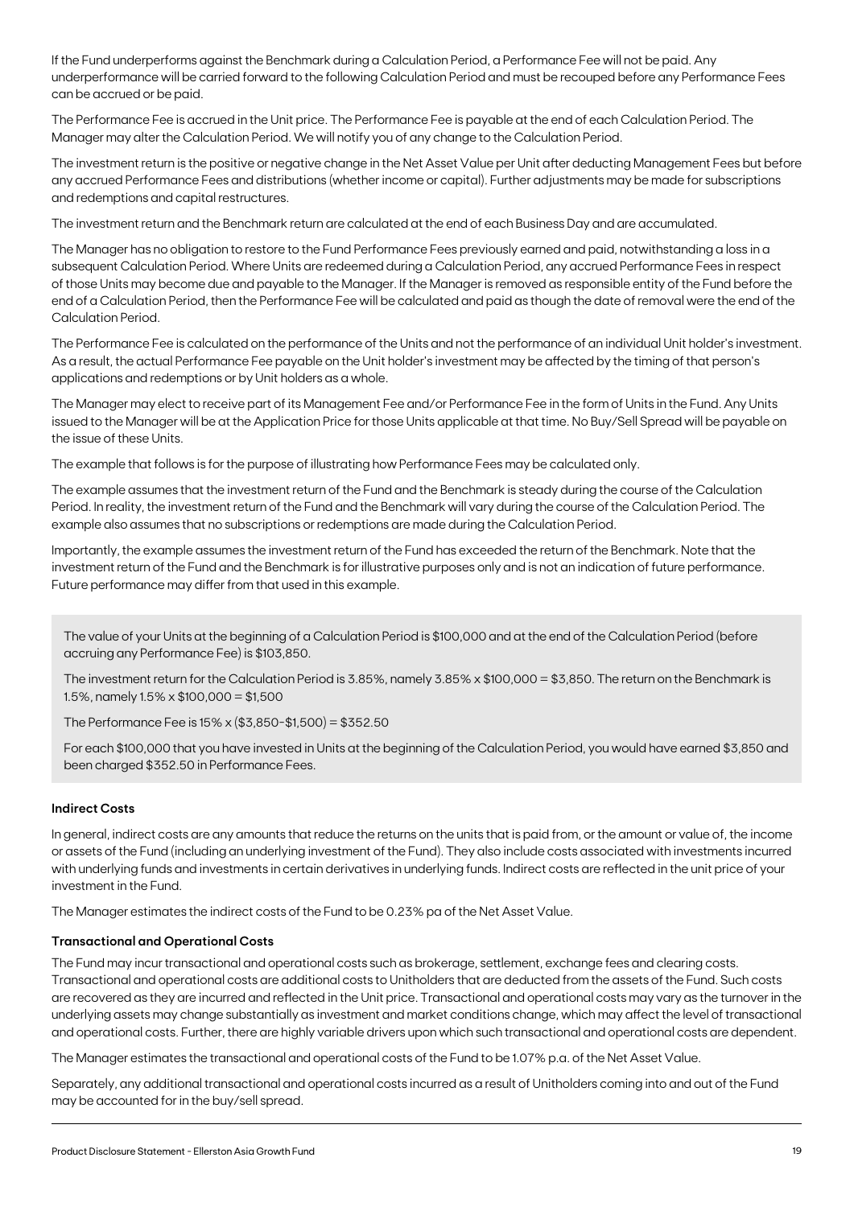If the Fund underperforms against the Benchmark during a Calculation Period, a Performance Fee will not be paid. Any underperformance will be carried forward to the following Calculation Period and must be recouped before any Performance Fees can be accrued or be paid.

The Performance Fee is accrued in the Unit price. The Performance Fee is payable at the end of each Calculation Period. The Manager may alter the Calculation Period. We will notify you of any change to the Calculation Period.

The investment return is the positive or negative change in the Net Asset Value per Unit after deducting Management Fees but before any accrued Performance Fees and distributions (whether income or capital). Further adjustments may be made for subscriptions and redemptions and capital restructures.

The investment return and the Benchmark return are calculated at the end of each Business Day and are accumulated.

The Manager has no obligation to restore to the Fund Performance Fees previously earned and paid, notwithstanding a loss in a subsequent Calculation Period. Where Units are redeemed during a Calculation Period, any accrued Performance Fees in respect of those Units may become due and payable to the Manager. If the Manager is removed as responsible entity of the Fund before the end of a Calculation Period, then the Performance Fee will be calculated and paid as though the date of removal were the end of the Calculation Period.

The Performance Fee is calculated on the performance of the Units and not the performance of an individual Unit holder's investment. As a result, the actual Performance Fee payable on the Unit holder's investment may be affected by the timing of that person's applications and redemptions or by Unit holders as a whole.

The Manager may elect to receive part of its Management Fee and/or Performance Fee in the form of Units in the Fund. Any Units issued to the Manager will be at the Application Price for those Units applicable at that time. No Buy/Sell Spread will be payable on the issue of these Units.

The example that follows is for the purpose of illustrating how Performance Fees may be calculated only.

The example assumes that the investment return of the Fund and the Benchmark is steady during the course of the Calculation Period. In reality, the investment return of the Fund and the Benchmark will vary during the course of the Calculation Period. The example also assumes that no subscriptions or redemptions are made during the Calculation Period.

Importantly, the example assumes the investment return of the Fund has exceeded the return of the Benchmark. Note that the investment return of the Fund and the Benchmark is for illustrative purposes only and is not an indication of future performance. Future performance may differ from that used in this example.

> The value of your Units at the beginning of a Calculation Period is $100,000 and at the end of the Calculation Period (before accruing any Performance Fee) is $103,850.
>
> The investment return for the Calculation Period is 3.85%, namely 3.85% x $100,000 = $3,850. The return on the Benchmark is 1.5%, namely 1.5% x $100,000 = $1,500
>
> The Performance Fee is 15% x ($3,850-$1,500) = $352.50
>
> For each $100,000 that you have invested in Units at the beginning of the Calculation Period, you would have earned $3,850 and been charged $352.50 in Performance Fees.

**Indirect Costs**

In general, indirect costs are any amounts that reduce the returns on the units that is paid from, or the amount or value of, the income or assets of the Fund (including an underlying investment of the Fund). They also include costs associated with investments incurred with underlying funds and investments in certain derivatives in underlying funds. Indirect costs are reflected in the unit price of your investment in the Fund.

The Manager estimates the indirect costs of the Fund to be 0.23% pa of the Net Asset Value.

**Transactional and Operational Costs**

The Fund may incur transactional and operational costs such as brokerage, settlement, exchange fees and clearing costs. Transactional and operational costs are additional costs to Unitholders that are deducted from the assets of the Fund. Such costs are recovered as they are incurred and reflected in the Unit price. Transactional and operational costs may vary as the turnover in the underlying assets may change substantially as investment and market conditions change, which may affect the level of transactional and operational costs. Further, there are highly variable drivers upon which such transactional and operational costs are dependent.

The Manager estimates the transactional and operational costs of the Fund to be 1.07% p.a. of the Net Asset Value.

Separately, any additional transactional and operational costs incurred as a result of Unitholders coming into and out of the Fund may be accounted for in the buy/sell spread.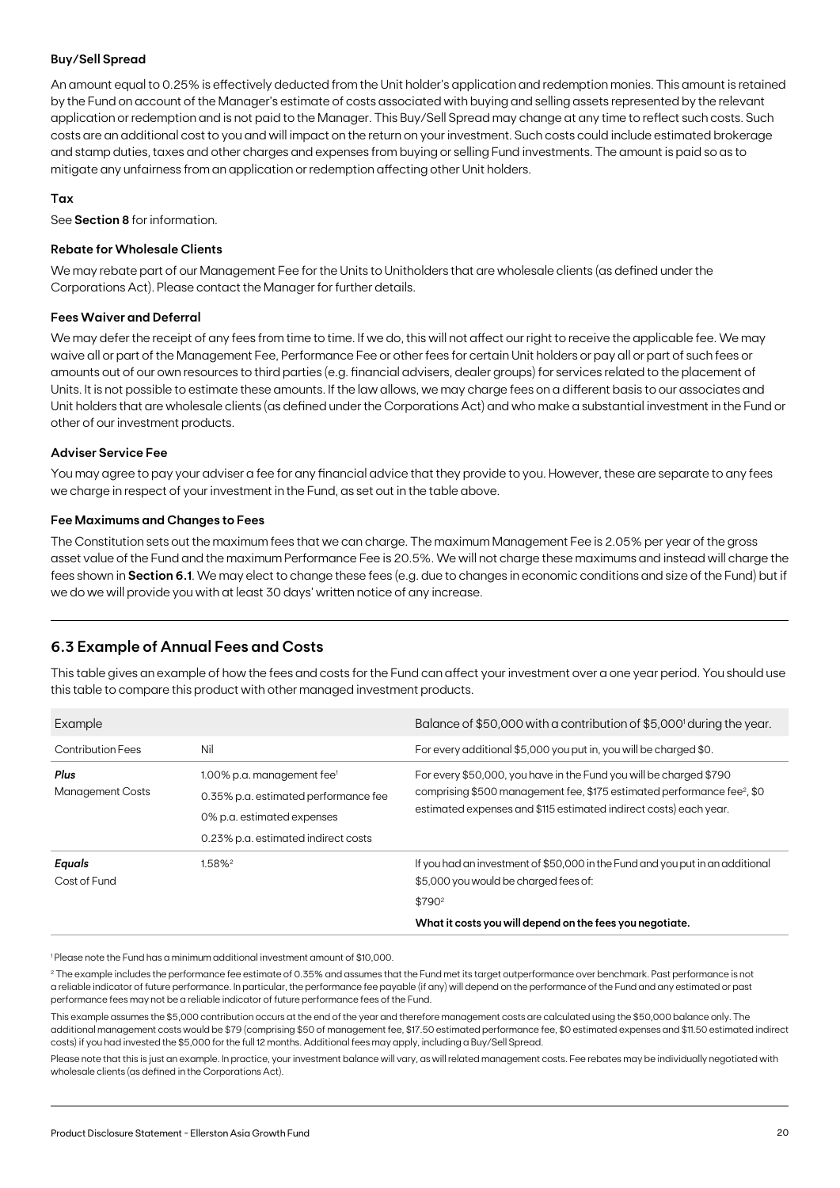#### Buy/Sell Spread

An amount equal to 0.25% is effectively deducted from the Unit holder's application and redemption monies. This amount is retained by the Fund on account of the Manager's estimate of costs associated with buying and selling assets represented by the relevant application or redemption and is not paid to the Manager. This Buy/Sell Spread may change at any time to reflect such costs. Such costs are an additional cost to you and will impact on the return on your investment. Such costs could include estimated brokerage and stamp duties, taxes and other charges and expenses from buying or selling Fund investments. The amount is paid so as to mitigate any unfairness from an application or redemption affecting other Unit holders.

#### Tax

See **Section 8** for information.

#### Rebate for Wholesale Clients

We may rebate part of our Management Fee for the Units to Unitholders that are wholesale clients (as defined under the Corporations Act). Please contact the Manager for further details.

#### Fees Waiver and Deferral

We may defer the receipt of any fees from time to time. If we do, this will not affect our right to receive the applicable fee. We may waive all or part of the Management Fee, Performance Fee or other fees for certain Unit holders or pay all or part of such fees or amounts out of our own resources to third parties (e.g. financial advisers, dealer groups) for services related to the placement of Units. It is not possible to estimate these amounts. If the law allows, we may charge fees on a different basis to our associates and Unit holders that are wholesale clients (as defined under the Corporations Act) and who make a substantial investment in the Fund or other of our investment products.

#### Adviser Service Fee

You may agree to pay your adviser a fee for any financial advice that they provide to you. However, these are separate to any fees we charge in respect of your investment in the Fund, as set out in the table above.

#### Fee Maximums and Changes to Fees

The Constitution sets out the maximum fees that we can charge. The maximum Management Fee is 2.05% per year of the gross asset value of the Fund and the maximum Performance Fee is 20.5%. We will not charge these maximums and instead will charge the fees shown in **Section 6.1**. We may elect to change these fees (e.g. due to changes in economic conditions and size of the Fund) but if we do we will provide you with at least 30 days' written notice of any increase.

## 6.3 Example of Annual Fees and Costs

This table gives an example of how the fees and costs for the Fund can affect your investment over a one year period. You should use this table to compare this product with other managed investment products.

| Example | | Balance of \$50,000 with a contribution of \$5,000[1] during the year. |
|---|---|---|
| Contribution Fees | Nil | For every additional \$5,000 you put in, you will be charged \$0. |
| ***Plus*** Management Costs | 1.00% p.a. management fee[1]<br>0.35% p.a. estimated performance fee<br>0% p.a. estimated expenses<br>0.23% p.a. estimated indirect costs | For every \$50,000, you have in the Fund you will be charged \$790 comprising \$500 management fee, \$175 estimated performance fee[2], \$0 estimated expenses and \$115 estimated indirect costs) each year. |
| ***Equals*** Cost of Fund | 1.58%[2] | If you had an investment of \$50,000 in the Fund and you put in an additional \$5,000 you would be charged fees of:<br>\$790[2]<br>**What it costs you will depend on the fees you negotiate.** |

[1] Please note the Fund has a minimum additional investment amount of \$10,000.

[2] The example includes the performance fee estimate of 0.35% and assumes that the Fund met its target outperformance over benchmark. Past performance is not a reliable indicator of future performance. In particular, the performance fee payable (if any) will depend on the performance of the Fund and any estimated or past performance fees may not be a reliable indicator of future performance fees of the Fund.

This example assumes the \$5,000 contribution occurs at the end of the year and therefore management costs are calculated using the \$50,000 balance only. The additional management costs would be \$79 (comprising \$50 of management fee, \$17.50 estimated performance fee, \$0 estimated expenses and \$11.50 estimated indirect costs) if you had invested the \$5,000 for the full 12 months. Additional fees may apply, including a Buy/Sell Spread.

Please note that this is just an example. In practice, your investment balance will vary, as will related management costs. Fee rebates may be individually negotiated with wholesale clients (as defined in the Corporations Act).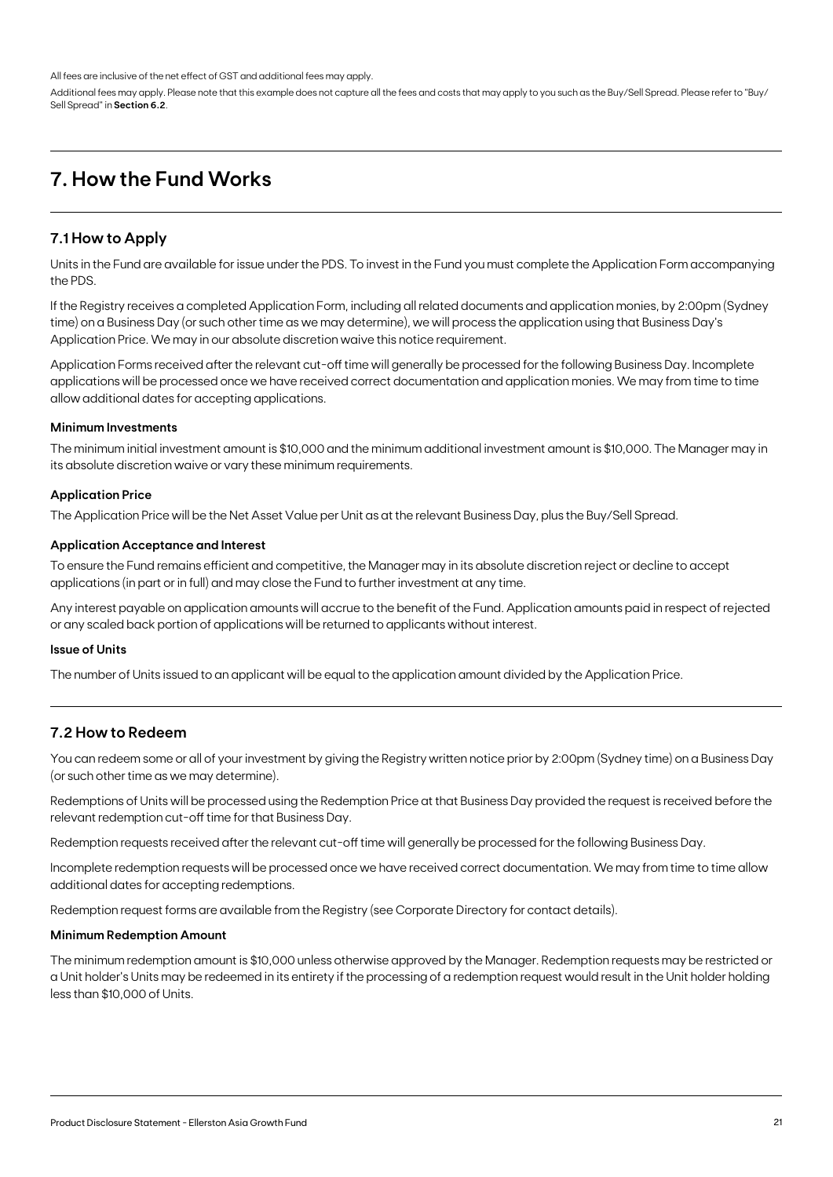All fees are inclusive of the net effect of GST and additional fees may apply.

Additional fees may apply. Please note that this example does not capture all the fees and costs that may apply to you such as the Buy/Sell Spread. Please refer to "Buy/Sell Spread" in **Section 6.2**.

# 7. How the Fund Works

## 7.1 How to Apply

Units in the Fund are available for issue under the PDS. To invest in the Fund you must complete the Application Form accompanying the PDS.

If the Registry receives a completed Application Form, including all related documents and application monies, by 2:00pm (Sydney time) on a Business Day (or such other time as we may determine), we will process the application using that Business Day's Application Price. We may in our absolute discretion waive this notice requirement.

Application Forms received after the relevant cut-off time will generally be processed for the following Business Day. Incomplete applications will be processed once we have received correct documentation and application monies. We may from time to time allow additional dates for accepting applications.

**Minimum Investments**

The minimum initial investment amount is $10,000 and the minimum additional investment amount is $10,000. The Manager may in its absolute discretion waive or vary these minimum requirements.

**Application Price**

The Application Price will be the Net Asset Value per Unit as at the relevant Business Day, plus the Buy/Sell Spread.

**Application Acceptance and Interest**

To ensure the Fund remains efficient and competitive, the Manager may in its absolute discretion reject or decline to accept applications (in part or in full) and may close the Fund to further investment at any time.

Any interest payable on application amounts will accrue to the benefit of the Fund. Application amounts paid in respect of rejected or any scaled back portion of applications will be returned to applicants without interest.

**Issue of Units**

The number of Units issued to an applicant will be equal to the application amount divided by the Application Price.

## 7.2 How to Redeem

You can redeem some or all of your investment by giving the Registry written notice prior by 2:00pm (Sydney time) on a Business Day (or such other time as we may determine).

Redemptions of Units will be processed using the Redemption Price at that Business Day provided the request is received before the relevant redemption cut-off time for that Business Day.

Redemption requests received after the relevant cut-off time will generally be processed for the following Business Day.

Incomplete redemption requests will be processed once we have received correct documentation. We may from time to time allow additional dates for accepting redemptions.

Redemption request forms are available from the Registry (see Corporate Directory for contact details).

**Minimum Redemption Amount**

The minimum redemption amount is $10,000 unless otherwise approved by the Manager. Redemption requests may be restricted or a Unit holder's Units may be redeemed in its entirety if the processing of a redemption request would result in the Unit holder holding less than $10,000 of Units.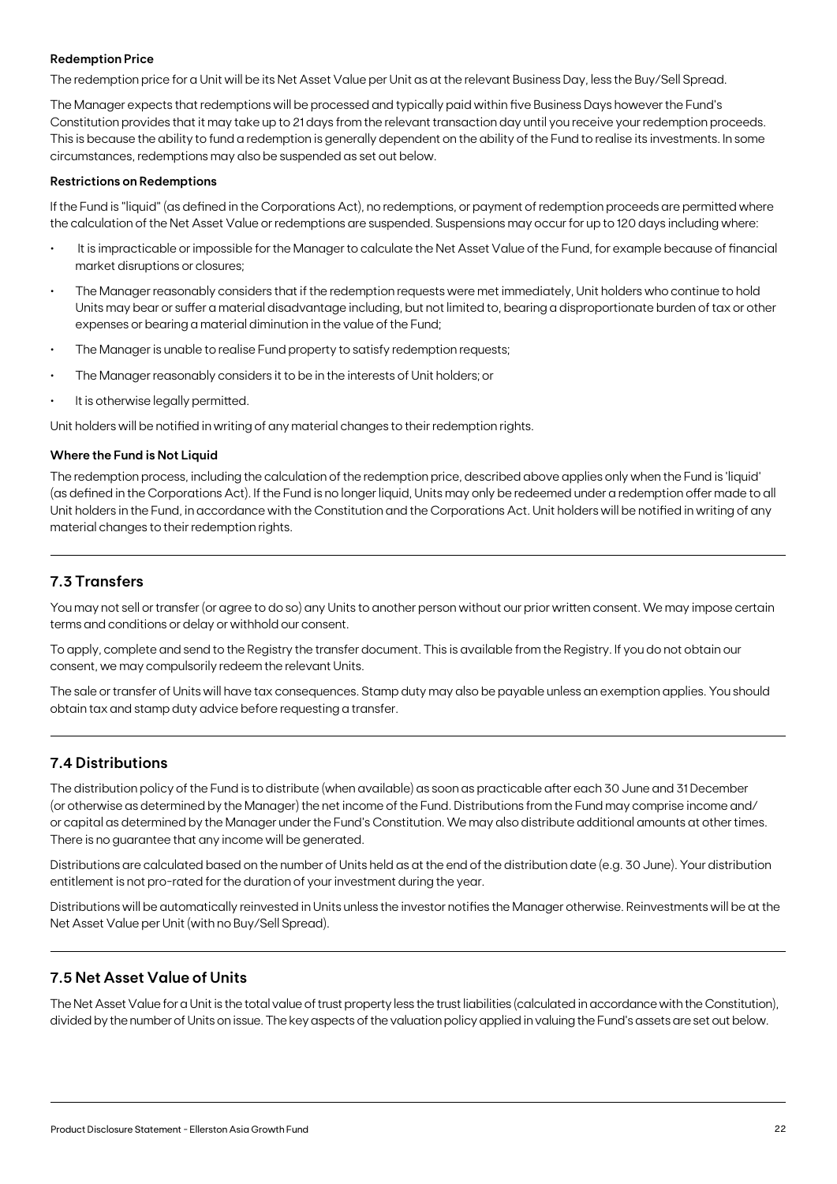#### Redemption Price

The redemption price for a Unit will be its Net Asset Value per Unit as at the relevant Business Day, less the Buy/Sell Spread.

The Manager expects that redemptions will be processed and typically paid within five Business Days however the Fund's Constitution provides that it may take up to 21 days from the relevant transaction day until you receive your redemption proceeds. This is because the ability to fund a redemption is generally dependent on the ability of the Fund to realise its investments. In some circumstances, redemptions may also be suspended as set out below.

#### Restrictions on Redemptions

If the Fund is "liquid" (as defined in the Corporations Act), no redemptions, or payment of redemption proceeds are permitted where the calculation of the Net Asset Value or redemptions are suspended. Suspensions may occur for up to 120 days including where:

- It is impracticable or impossible for the Manager to calculate the Net Asset Value of the Fund, for example because of financial market disruptions or closures;
- The Manager reasonably considers that if the redemption requests were met immediately, Unit holders who continue to hold Units may bear or suffer a material disadvantage including, but not limited to, bearing a disproportionate burden of tax or other expenses or bearing a material diminution in the value of the Fund;
- The Manager is unable to realise Fund property to satisfy redemption requests;
- The Manager reasonably considers it to be in the interests of Unit holders; or
- It is otherwise legally permitted.

Unit holders will be notified in writing of any material changes to their redemption rights.

#### Where the Fund is Not Liquid

The redemption process, including the calculation of the redemption price, described above applies only when the Fund is 'liquid' (as defined in the Corporations Act). If the Fund is no longer liquid, Units may only be redeemed under a redemption offer made to all Unit holders in the Fund, in accordance with the Constitution and the Corporations Act. Unit holders will be notified in writing of any material changes to their redemption rights.

## 7.3 Transfers

You may not sell or transfer (or agree to do so) any Units to another person without our prior written consent. We may impose certain terms and conditions or delay or withhold our consent.

To apply, complete and send to the Registry the transfer document. This is available from the Registry. If you do not obtain our consent, we may compulsorily redeem the relevant Units.

The sale or transfer of Units will have tax consequences. Stamp duty may also be payable unless an exemption applies. You should obtain tax and stamp duty advice before requesting a transfer.

## 7.4 Distributions

The distribution policy of the Fund is to distribute (when available) as soon as practicable after each 30 June and 31 December (or otherwise as determined by the Manager) the net income of the Fund. Distributions from the Fund may comprise income and/ or capital as determined by the Manager under the Fund's Constitution. We may also distribute additional amounts at other times. There is no guarantee that any income will be generated.

Distributions are calculated based on the number of Units held as at the end of the distribution date (e.g. 30 June). Your distribution entitlement is not pro-rated for the duration of your investment during the year.

Distributions will be automatically reinvested in Units unless the investor notifies the Manager otherwise. Reinvestments will be at the Net Asset Value per Unit (with no Buy/Sell Spread).

## 7.5 Net Asset Value of Units

The Net Asset Value for a Unit is the total value of trust property less the trust liabilities (calculated in accordance with the Constitution), divided by the number of Units on issue. The key aspects of the valuation policy applied in valuing the Fund's assets are set out below.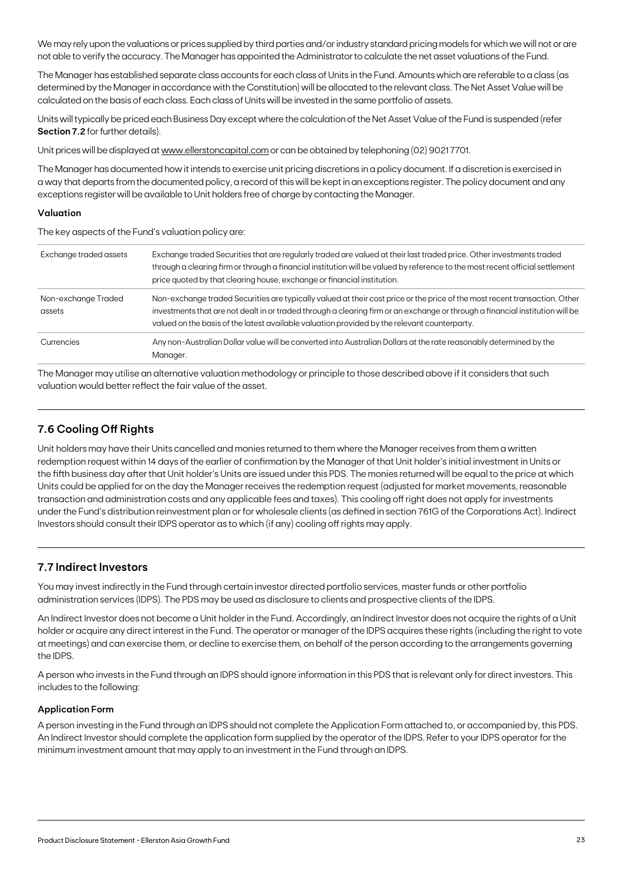We may rely upon the valuations or prices supplied by third parties and/or industry standard pricing models for which we will not or are not able to verify the accuracy. The Manager has appointed the Administrator to calculate the net asset valuations of the Fund.

The Manager has established separate class accounts for each class of Units in the Fund. Amounts which are referable to a class (as determined by the Manager in accordance with the Constitution) will be allocated to the relevant class. The Net Asset Value will be calculated on the basis of each class. Each class of Units will be invested in the same portfolio of assets.

Units will typically be priced each Business Day except where the calculation of the Net Asset Value of the Fund is suspended (refer **Section 7.2** for further details).

Unit prices will be displayed at www.ellerstoncapital.com or can be obtained by telephoning (02) 9021 7701.

The Manager has documented how it intends to exercise unit pricing discretions in a policy document. If a discretion is exercised in a way that departs from the documented policy, a record of this will be kept in an exceptions register. The policy document and any exceptions register will be available to Unit holders free of charge by contacting the Manager.

### Valuation

The key aspects of the Fund's valuation policy are:

| | |
|---|---|
| Exchange traded assets | Exchange traded Securities that are regularly traded are valued at their last traded price. Other investments traded through a clearing firm or through a financial institution will be valued by reference to the most recent official settlement price quoted by that clearing house, exchange or financial institution. |
| Non-exchange Traded assets | Non-exchange traded Securities are typically valued at their cost price or the price of the most recent transaction. Other investments that are not dealt in or traded through a clearing firm or an exchange or through a financial institution will be valued on the basis of the latest available valuation provided by the relevant counterparty. |
| Currencies | Any non-Australian Dollar value will be converted into Australian Dollars at the rate reasonably determined by the Manager. |

The Manager may utilise an alternative valuation methodology or principle to those described above if it considers that such valuation would better reflect the fair value of the asset.

## 7.6 Cooling Off Rights

Unit holders may have their Units cancelled and monies returned to them where the Manager receives from them a written redemption request within 14 days of the earlier of confirmation by the Manager of that Unit holder's initial investment in Units or the fifth business day after that Unit holder's Units are issued under this PDS. The monies returned will be equal to the price at which Units could be applied for on the day the Manager receives the redemption request (adjusted for market movements, reasonable transaction and administration costs and any applicable fees and taxes). This cooling off right does not apply for investments under the Fund's distribution reinvestment plan or for wholesale clients (as defined in section 761G of the Corporations Act). Indirect Investors should consult their IDPS operator as to which (if any) cooling off rights may apply.

## 7.7 Indirect Investors

You may invest indirectly in the Fund through certain investor directed portfolio services, master funds or other portfolio administration services (IDPS). The PDS may be used as disclosure to clients and prospective clients of the IDPS.

An Indirect Investor does not become a Unit holder in the Fund. Accordingly, an Indirect Investor does not acquire the rights of a Unit holder or acquire any direct interest in the Fund. The operator or manager of the IDPS acquires these rights (including the right to vote at meetings) and can exercise them, or decline to exercise them, on behalf of the person according to the arrangements governing the IDPS.

A person who invests in the Fund through an IDPS should ignore information in this PDS that is relevant only for direct investors. This includes to the following:

### Application Form

A person investing in the Fund through an IDPS should not complete the Application Form attached to, or accompanied by, this PDS. An Indirect Investor should complete the application form supplied by the operator of the IDPS. Refer to your IDPS operator for the minimum investment amount that may apply to an investment in the Fund through an IDPS.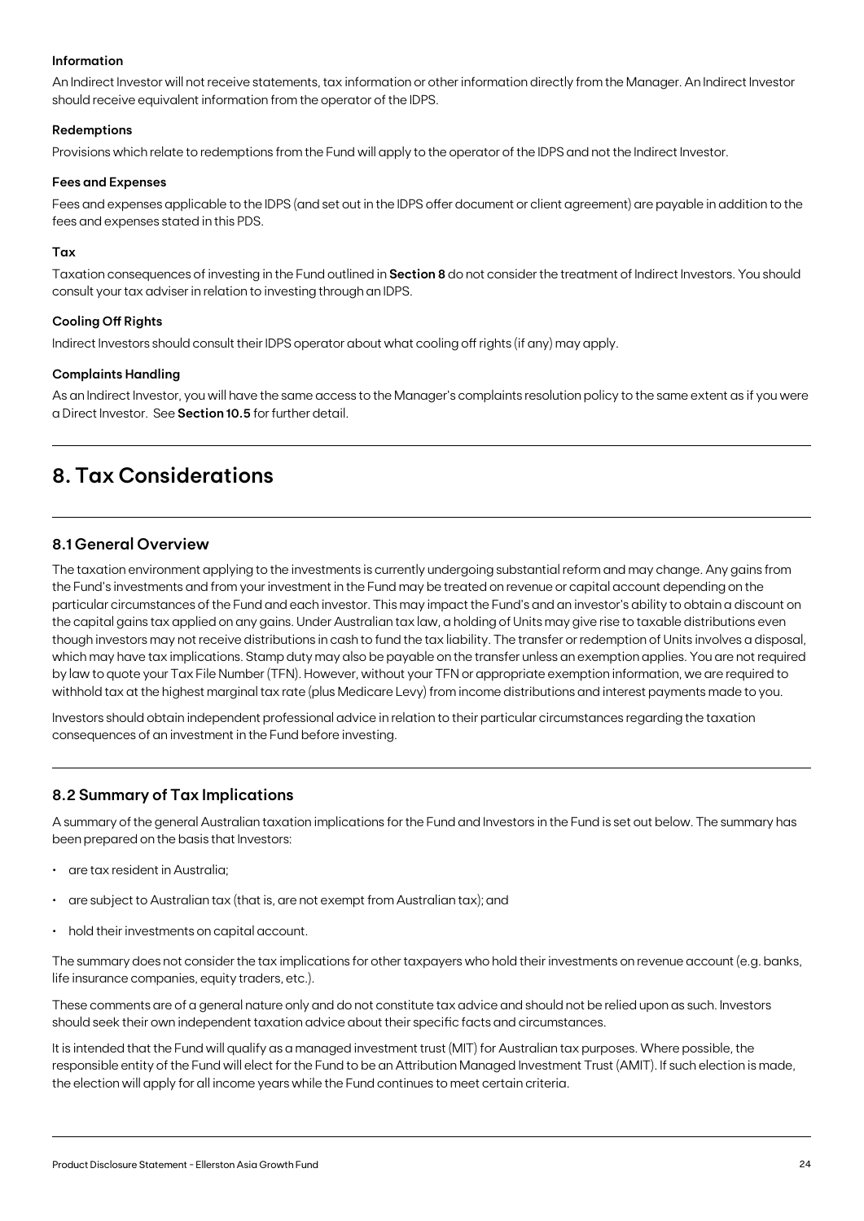#### Information

An Indirect Investor will not receive statements, tax information or other information directly from the Manager. An Indirect Investor should receive equivalent information from the operator of the IDPS.

#### Redemptions

Provisions which relate to redemptions from the Fund will apply to the operator of the IDPS and not the Indirect Investor.

#### Fees and Expenses

Fees and expenses applicable to the IDPS (and set out in the IDPS offer document or client agreement) are payable in addition to the fees and expenses stated in this PDS.

#### Tax

Taxation consequences of investing in the Fund outlined in **Section 8** do not consider the treatment of Indirect Investors. You should consult your tax adviser in relation to investing through an IDPS.

#### Cooling Off Rights

Indirect Investors should consult their IDPS operator about what cooling off rights (if any) may apply.

#### Complaints Handling

As an Indirect Investor, you will have the same access to the Manager's complaints resolution policy to the same extent as if you were a Direct Investor. See **Section 10.5** for further detail.

# 8. Tax Considerations

## 8.1 General Overview

The taxation environment applying to the investments is currently undergoing substantial reform and may change. Any gains from the Fund's investments and from your investment in the Fund may be treated on revenue or capital account depending on the particular circumstances of the Fund and each investor. This may impact the Fund's and an investor's ability to obtain a discount on the capital gains tax applied on any gains. Under Australian tax law, a holding of Units may give rise to taxable distributions even though investors may not receive distributions in cash to fund the tax liability. The transfer or redemption of Units involves a disposal, which may have tax implications. Stamp duty may also be payable on the transfer unless an exemption applies. You are not required by law to quote your Tax File Number (TFN). However, without your TFN or appropriate exemption information, we are required to withhold tax at the highest marginal tax rate (plus Medicare Levy) from income distributions and interest payments made to you.

Investors should obtain independent professional advice in relation to their particular circumstances regarding the taxation consequences of an investment in the Fund before investing.

## 8.2 Summary of Tax Implications

A summary of the general Australian taxation implications for the Fund and Investors in the Fund is set out below. The summary has been prepared on the basis that Investors:

- are tax resident in Australia;
- are subject to Australian tax (that is, are not exempt from Australian tax); and
- hold their investments on capital account.

The summary does not consider the tax implications for other taxpayers who hold their investments on revenue account (e.g. banks, life insurance companies, equity traders, etc.).

These comments are of a general nature only and do not constitute tax advice and should not be relied upon as such. Investors should seek their own independent taxation advice about their specific facts and circumstances.

It is intended that the Fund will qualify as a managed investment trust (MIT) for Australian tax purposes. Where possible, the responsible entity of the Fund will elect for the Fund to be an Attribution Managed Investment Trust (AMIT). If such election is made, the election will apply for all income years while the Fund continues to meet certain criteria.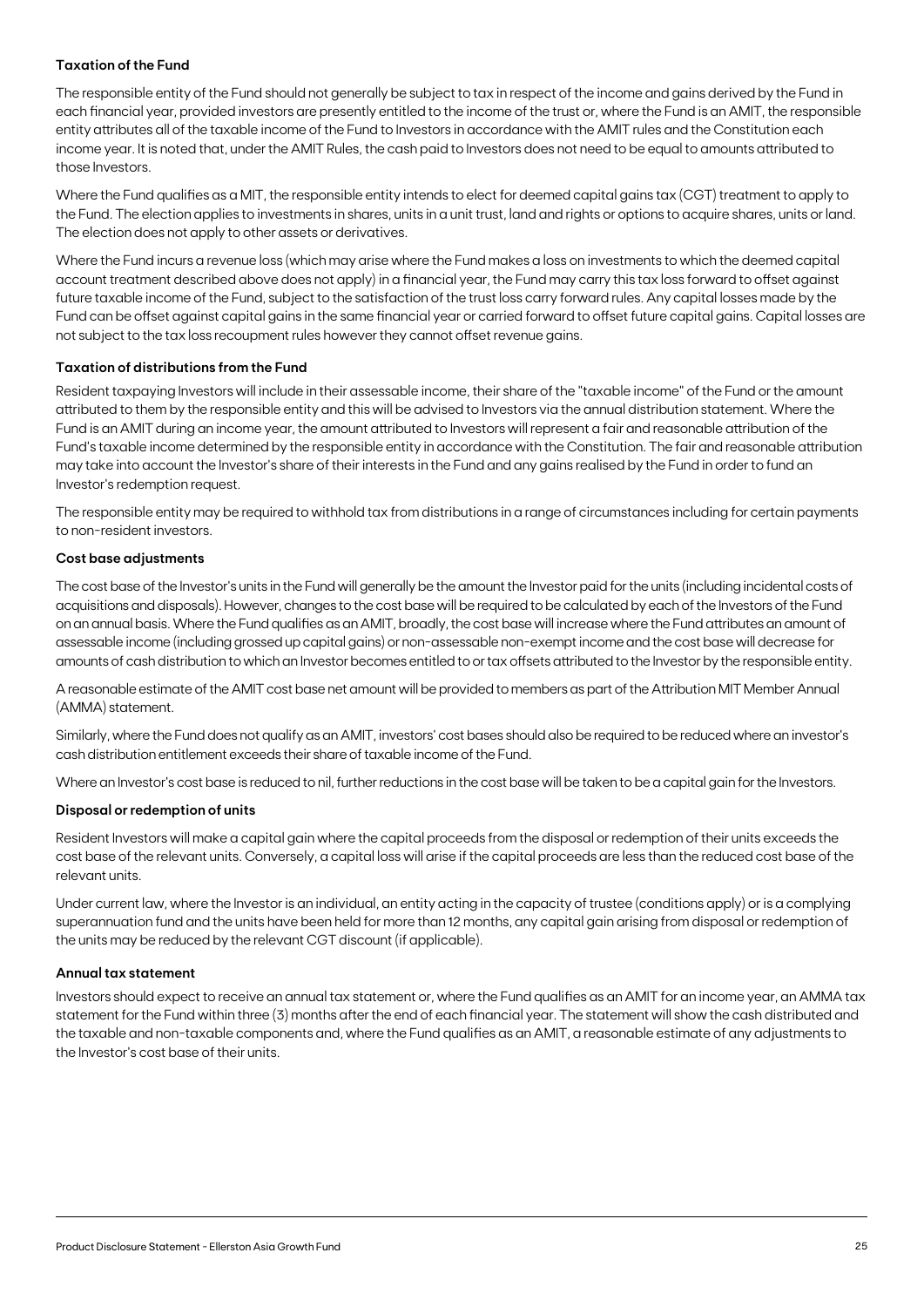### Taxation of the Fund

The responsible entity of the Fund should not generally be subject to tax in respect of the income and gains derived by the Fund in each financial year, provided investors are presently entitled to the income of the trust or, where the Fund is an AMIT, the responsible entity attributes all of the taxable income of the Fund to Investors in accordance with the AMIT rules and the Constitution each income year. It is noted that, under the AMIT Rules, the cash paid to Investors does not need to be equal to amounts attributed to those Investors.

Where the Fund qualifies as a MIT, the responsible entity intends to elect for deemed capital gains tax (CGT) treatment to apply to the Fund. The election applies to investments in shares, units in a unit trust, land and rights or options to acquire shares, units or land. The election does not apply to other assets or derivatives.

Where the Fund incurs a revenue loss (which may arise where the Fund makes a loss on investments to which the deemed capital account treatment described above does not apply) in a financial year, the Fund may carry this tax loss forward to offset against future taxable income of the Fund, subject to the satisfaction of the trust loss carry forward rules. Any capital losses made by the Fund can be offset against capital gains in the same financial year or carried forward to offset future capital gains. Capital losses are not subject to the tax loss recoupment rules however they cannot offset revenue gains.

### Taxation of distributions from the Fund

Resident taxpaying Investors will include in their assessable income, their share of the "taxable income" of the Fund or the amount attributed to them by the responsible entity and this will be advised to Investors via the annual distribution statement. Where the Fund is an AMIT during an income year, the amount attributed to Investors will represent a fair and reasonable attribution of the Fund's taxable income determined by the responsible entity in accordance with the Constitution. The fair and reasonable attribution may take into account the Investor's share of their interests in the Fund and any gains realised by the Fund in order to fund an Investor's redemption request.

The responsible entity may be required to withhold tax from distributions in a range of circumstances including for certain payments to non-resident investors.

### Cost base adjustments

The cost base of the Investor's units in the Fund will generally be the amount the Investor paid for the units (including incidental costs of acquisitions and disposals). However, changes to the cost base will be required to be calculated by each of the Investors of the Fund on an annual basis. Where the Fund qualifies as an AMIT, broadly, the cost base will increase where the Fund attributes an amount of assessable income (including grossed up capital gains) or non-assessable non-exempt income and the cost base will decrease for amounts of cash distribution to which an Investor becomes entitled to or tax offsets attributed to the Investor by the responsible entity.

A reasonable estimate of the AMIT cost base net amount will be provided to members as part of the Attribution MIT Member Annual (AMMA) statement.

Similarly, where the Fund does not qualify as an AMIT, investors' cost bases should also be required to be reduced where an investor's cash distribution entitlement exceeds their share of taxable income of the Fund.

Where an Investor's cost base is reduced to nil, further reductions in the cost base will be taken to be a capital gain for the Investors.

### Disposal or redemption of units

Resident Investors will make a capital gain where the capital proceeds from the disposal or redemption of their units exceeds the cost base of the relevant units. Conversely, a capital loss will arise if the capital proceeds are less than the reduced cost base of the relevant units.

Under current law, where the Investor is an individual, an entity acting in the capacity of trustee (conditions apply) or is a complying superannuation fund and the units have been held for more than 12 months, any capital gain arising from disposal or redemption of the units may be reduced by the relevant CGT discount (if applicable).

### Annual tax statement

Investors should expect to receive an annual tax statement or, where the Fund qualifies as an AMIT for an income year, an AMMA tax statement for the Fund within three (3) months after the end of each financial year. The statement will show the cash distributed and the taxable and non-taxable components and, where the Fund qualifies as an AMIT, a reasonable estimate of any adjustments to the Investor's cost base of their units.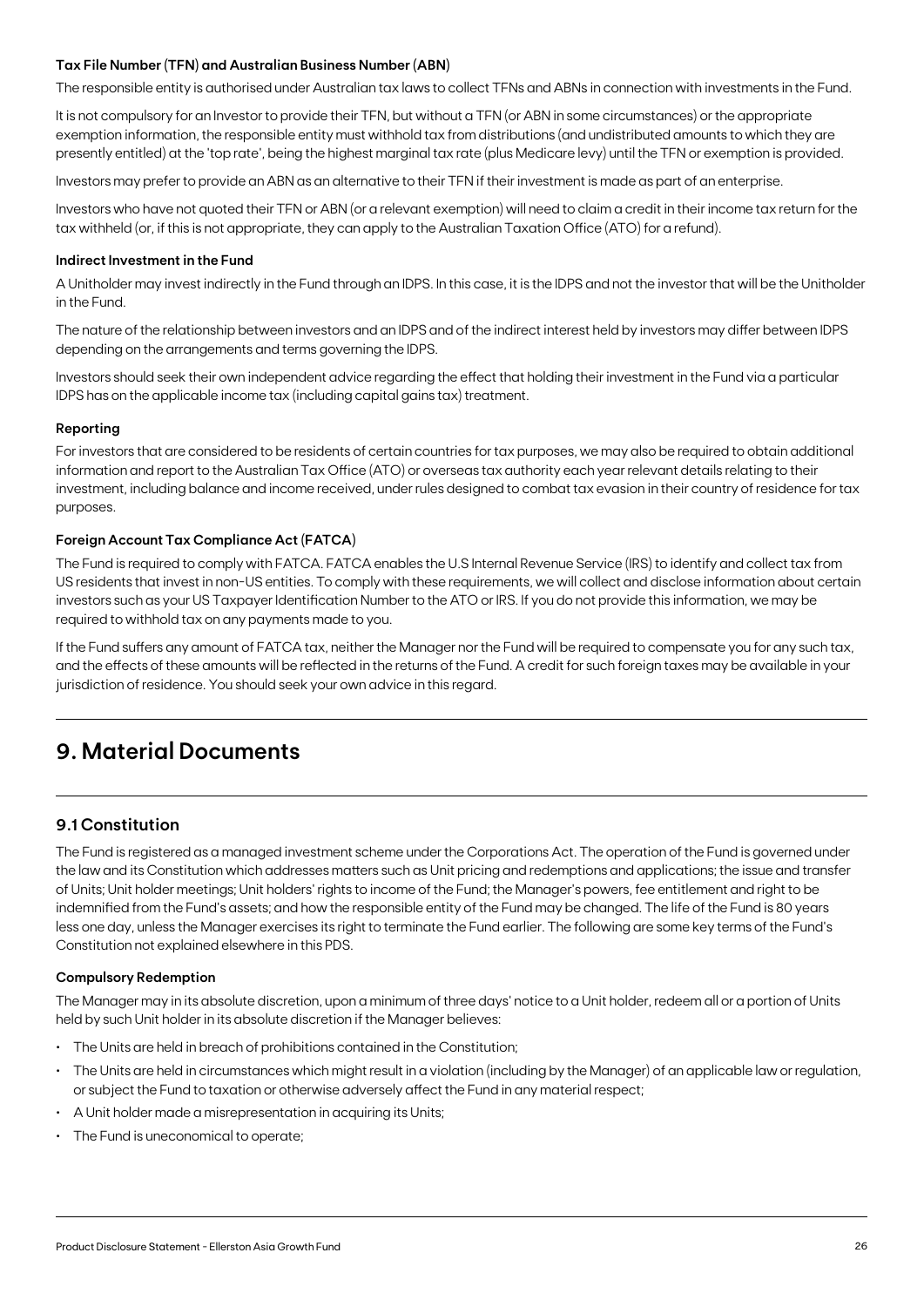#### Tax File Number (TFN) and Australian Business Number (ABN)

The responsible entity is authorised under Australian tax laws to collect TFNs and ABNs in connection with investments in the Fund.

It is not compulsory for an Investor to provide their TFN, but without a TFN (or ABN in some circumstances) or the appropriate exemption information, the responsible entity must withhold tax from distributions (and undistributed amounts to which they are presently entitled) at the 'top rate', being the highest marginal tax rate (plus Medicare levy) until the TFN or exemption is provided.

Investors may prefer to provide an ABN as an alternative to their TFN if their investment is made as part of an enterprise.

Investors who have not quoted their TFN or ABN (or a relevant exemption) will need to claim a credit in their income tax return for the tax withheld (or, if this is not appropriate, they can apply to the Australian Taxation Office (ATO) for a refund).

#### Indirect Investment in the Fund

A Unitholder may invest indirectly in the Fund through an IDPS. In this case, it is the IDPS and not the investor that will be the Unitholder in the Fund.

The nature of the relationship between investors and an IDPS and of the indirect interest held by investors may differ between IDPS depending on the arrangements and terms governing the IDPS.

Investors should seek their own independent advice regarding the effect that holding their investment in the Fund via a particular IDPS has on the applicable income tax (including capital gains tax) treatment.

#### Reporting

For investors that are considered to be residents of certain countries for tax purposes, we may also be required to obtain additional information and report to the Australian Tax Office (ATO) or overseas tax authority each year relevant details relating to their investment, including balance and income received, under rules designed to combat tax evasion in their country of residence for tax purposes.

#### Foreign Account Tax Compliance Act (FATCA)

The Fund is required to comply with FATCA. FATCA enables the U.S Internal Revenue Service (IRS) to identify and collect tax from US residents that invest in non-US entities. To comply with these requirements, we will collect and disclose information about certain investors such as your US Taxpayer Identification Number to the ATO or IRS. If you do not provide this information, we may be required to withhold tax on any payments made to you.

If the Fund suffers any amount of FATCA tax, neither the Manager nor the Fund will be required to compensate you for any such tax, and the effects of these amounts will be reflected in the returns of the Fund. A credit for such foreign taxes may be available in your jurisdiction of residence. You should seek your own advice in this regard.

# 9. Material Documents

## 9.1 Constitution

The Fund is registered as a managed investment scheme under the Corporations Act. The operation of the Fund is governed under the law and its Constitution which addresses matters such as Unit pricing and redemptions and applications; the issue and transfer of Units; Unit holder meetings; Unit holders' rights to income of the Fund; the Manager's powers, fee entitlement and right to be indemnified from the Fund's assets; and how the responsible entity of the Fund may be changed. The life of the Fund is 80 years less one day, unless the Manager exercises its right to terminate the Fund earlier. The following are some key terms of the Fund's Constitution not explained elsewhere in this PDS.

#### Compulsory Redemption

The Manager may in its absolute discretion, upon a minimum of three days' notice to a Unit holder, redeem all or a portion of Units held by such Unit holder in its absolute discretion if the Manager believes:

- The Units are held in breach of prohibitions contained in the Constitution;
- The Units are held in circumstances which might result in a violation (including by the Manager) of an applicable law or regulation, or subject the Fund to taxation or otherwise adversely affect the Fund in any material respect;
- A Unit holder made a misrepresentation in acquiring its Units;
- The Fund is uneconomical to operate;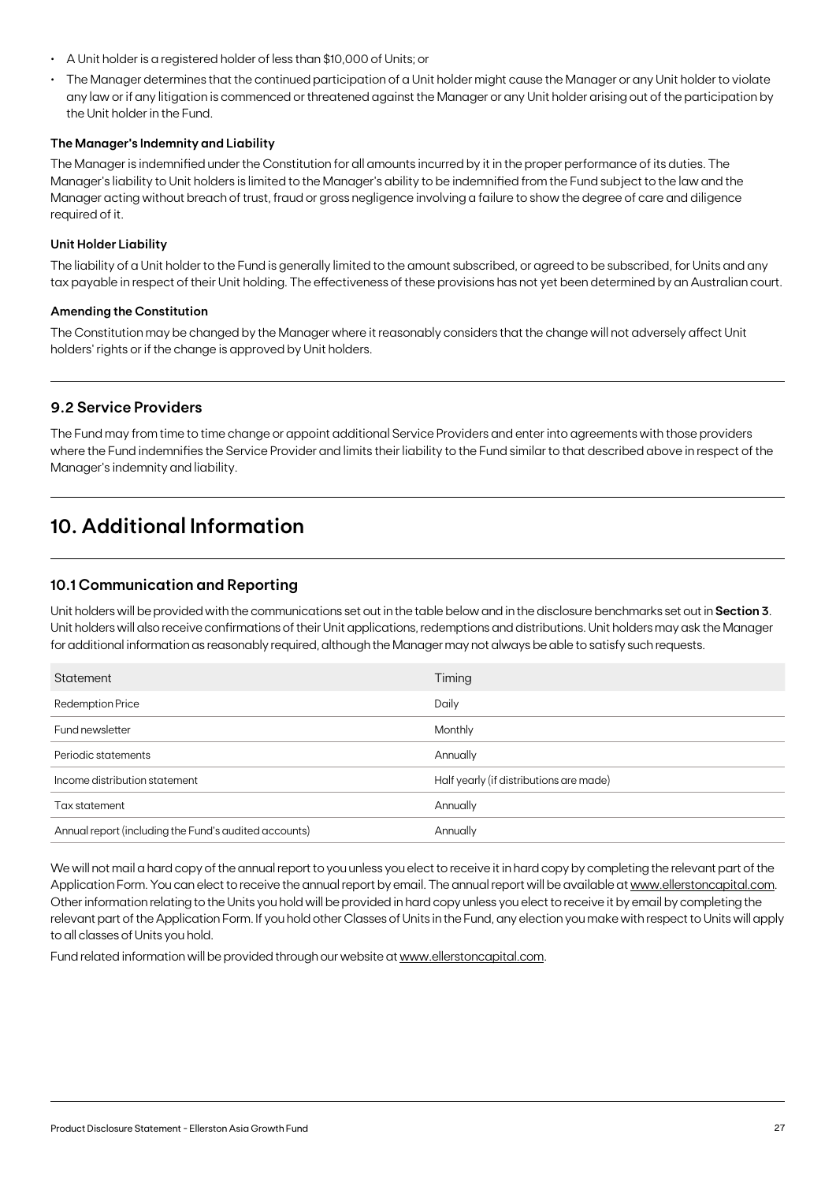- A Unit holder is a registered holder of less than $10,000 of Units; or
- The Manager determines that the continued participation of a Unit holder might cause the Manager or any Unit holder to violate any law or if any litigation is commenced or threatened against the Manager or any Unit holder arising out of the participation by the Unit holder in the Fund.

**The Manager's Indemnity and Liability**

The Manager is indemnified under the Constitution for all amounts incurred by it in the proper performance of its duties. The Manager's liability to Unit holders is limited to the Manager's ability to be indemnified from the Fund subject to the law and the Manager acting without breach of trust, fraud or gross negligence involving a failure to show the degree of care and diligence required of it.

**Unit Holder Liability**

The liability of a Unit holder to the Fund is generally limited to the amount subscribed, or agreed to be subscribed, for Units and any tax payable in respect of their Unit holding. The effectiveness of these provisions has not yet been determined by an Australian court.

**Amending the Constitution**

The Constitution may be changed by the Manager where it reasonably considers that the change will not adversely affect Unit holders' rights or if the change is approved by Unit holders.

### 9.2 Service Providers

The Fund may from time to time change or appoint additional Service Providers and enter into agreements with those providers where the Fund indemnifies the Service Provider and limits their liability to the Fund similar to that described above in respect of the Manager's indemnity and liability.

## 10. Additional Information

### 10.1 Communication and Reporting

Unit holders will be provided with the communications set out in the table below and in the disclosure benchmarks set out in **Section 3**. Unit holders will also receive confirmations of their Unit applications, redemptions and distributions. Unit holders may ask the Manager for additional information as reasonably required, although the Manager may not always be able to satisfy such requests.

| Statement | Timing |
|---|---|
| Redemption Price | Daily |
| Fund newsletter | Monthly |
| Periodic statements | Annually |
| Income distribution statement | Half yearly (if distributions are made) |
| Tax statement | Annually |
| Annual report (including the Fund's audited accounts) | Annually |

We will not mail a hard copy of the annual report to you unless you elect to receive it in hard copy by completing the relevant part of the Application Form. You can elect to receive the annual report by email. The annual report will be available at www.ellerstoncapital.com. Other information relating to the Units you hold will be provided in hard copy unless you elect to receive it by email by completing the relevant part of the Application Form. If you hold other Classes of Units in the Fund, any election you make with respect to Units will apply to all classes of Units you hold.

Fund related information will be provided through our website at www.ellerstoncapital.com.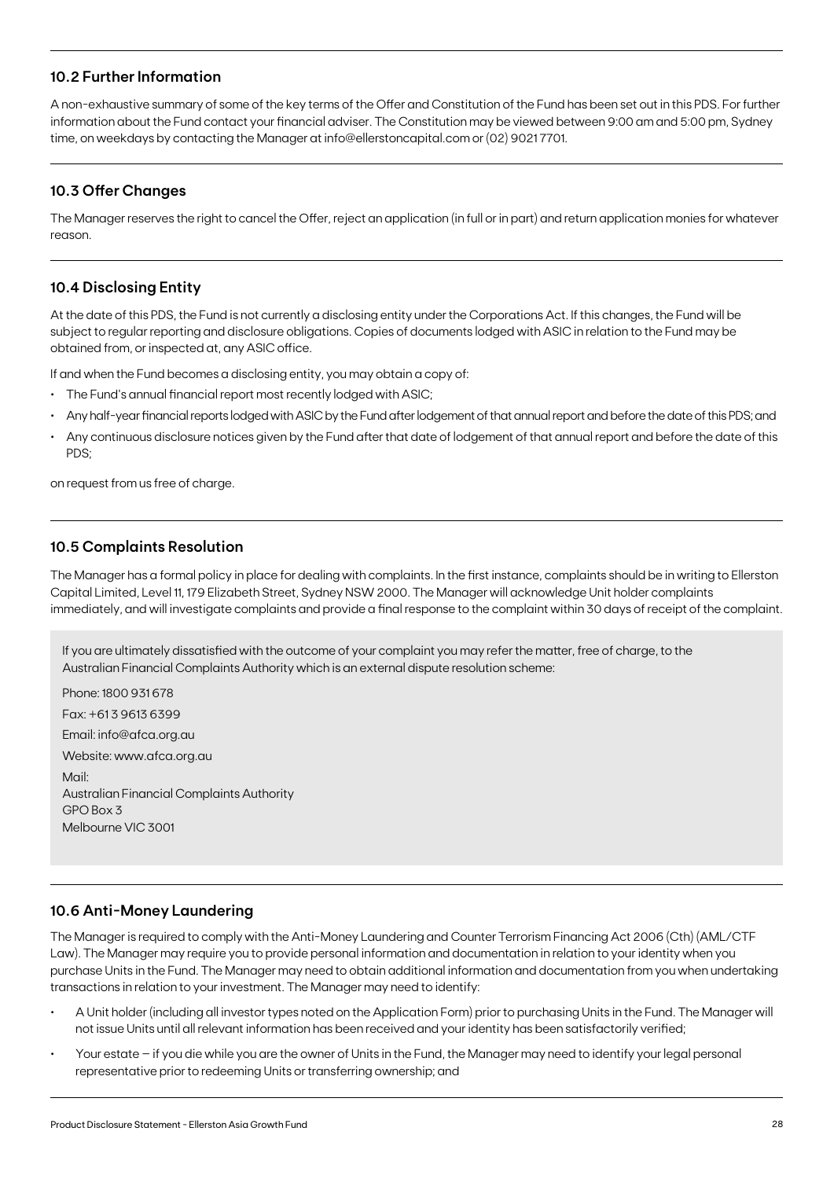## 10.2 Further Information

A non-exhaustive summary of some of the key terms of the Offer and Constitution of the Fund has been set out in this PDS. For further information about the Fund contact your financial adviser. The Constitution may be viewed between 9:00 am and 5:00 pm, Sydney time, on weekdays by contacting the Manager at info@ellerstoncapital.com or (02) 9021 7701.

## 10.3 Offer Changes

The Manager reserves the right to cancel the Offer, reject an application (in full or in part) and return application monies for whatever reason.

## 10.4 Disclosing Entity

At the date of this PDS, the Fund is not currently a disclosing entity under the Corporations Act. If this changes, the Fund will be subject to regular reporting and disclosure obligations. Copies of documents lodged with ASIC in relation to the Fund may be obtained from, or inspected at, any ASIC office.

If and when the Fund becomes a disclosing entity, you may obtain a copy of:

- The Fund's annual financial report most recently lodged with ASIC;
- Any half-year financial reports lodged with ASIC by the Fund after lodgement of that annual report and before the date of this PDS; and
- Any continuous disclosure notices given by the Fund after that date of lodgement of that annual report and before the date of this PDS;

on request from us free of charge.

## 10.5 Complaints Resolution

The Manager has a formal policy in place for dealing with complaints. In the first instance, complaints should be in writing to Ellerston Capital Limited, Level 11, 179 Elizabeth Street, Sydney NSW 2000. The Manager will acknowledge Unit holder complaints immediately, and will investigate complaints and provide a final response to the complaint within 30 days of receipt of the complaint.

If you are ultimately dissatisfied with the outcome of your complaint you may refer the matter, free of charge, to the Australian Financial Complaints Authority which is an external dispute resolution scheme:

Phone: 1800 931 678

Fax: +61 3 9613 6399

Email: info@afca.org.au

Website: www.afca.org.au

Mail:
Australian Financial Complaints Authority
GPO Box 3
Melbourne VIC 3001

## 10.6 Anti-Money Laundering

The Manager is required to comply with the Anti-Money Laundering and Counter Terrorism Financing Act 2006 (Cth) (AML/CTF Law). The Manager may require you to provide personal information and documentation in relation to your identity when you purchase Units in the Fund. The Manager may need to obtain additional information and documentation from you when undertaking transactions in relation to your investment. The Manager may need to identify:

- A Unit holder (including all investor types noted on the Application Form) prior to purchasing Units in the Fund. The Manager will not issue Units until all relevant information has been received and your identity has been satisfactorily verified;
- Your estate – if you die while you are the owner of Units in the Fund, the Manager may need to identify your legal personal representative prior to redeeming Units or transferring ownership; and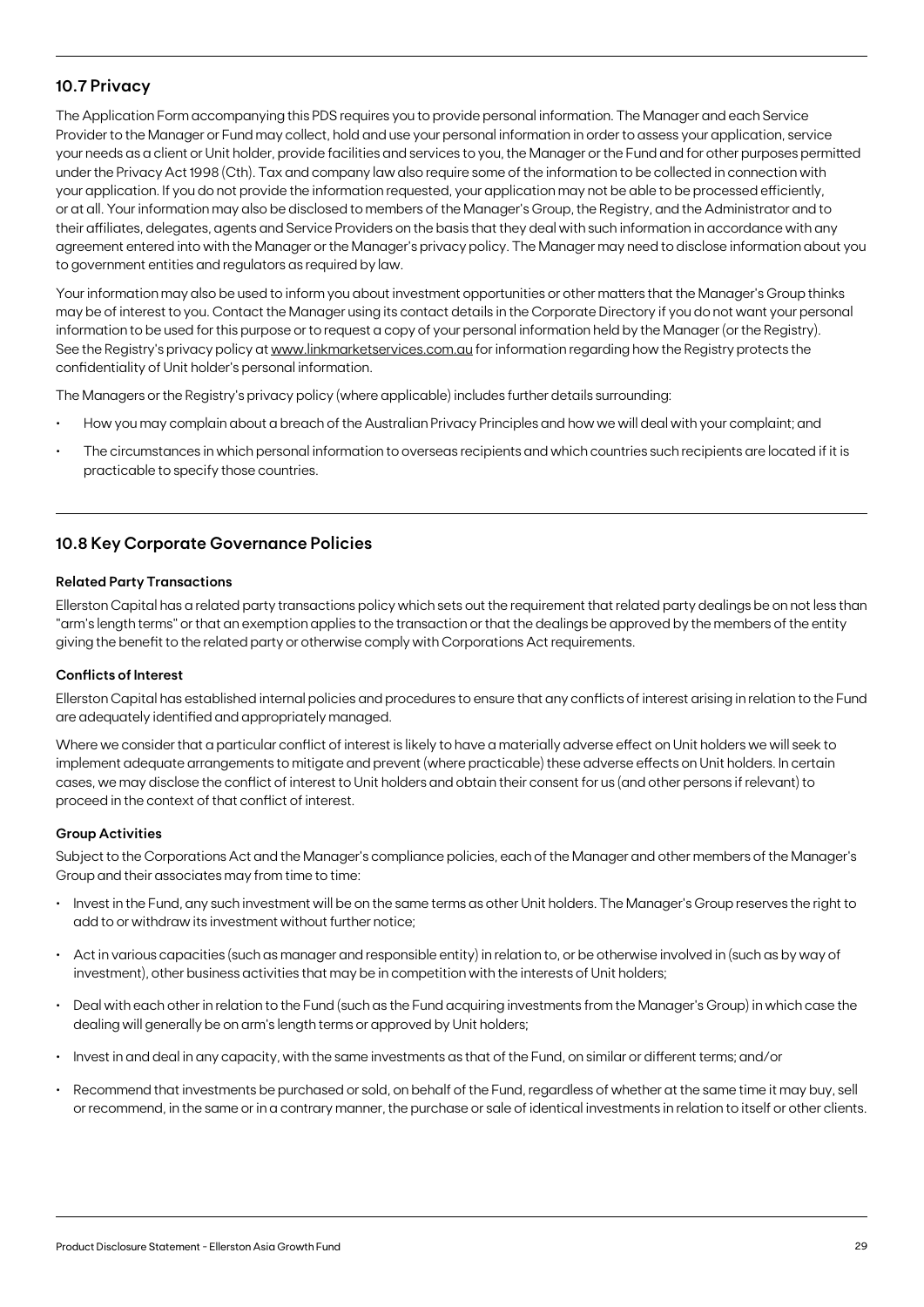## 10.7 Privacy

The Application Form accompanying this PDS requires you to provide personal information. The Manager and each Service Provider to the Manager or Fund may collect, hold and use your personal information in order to assess your application, service your needs as a client or Unit holder, provide facilities and services to you, the Manager or the Fund and for other purposes permitted under the Privacy Act 1998 (Cth). Tax and company law also require some of the information to be collected in connection with your application. If you do not provide the information requested, your application may not be able to be processed efficiently, or at all. Your information may also be disclosed to members of the Manager's Group, the Registry, and the Administrator and to their affiliates, delegates, agents and Service Providers on the basis that they deal with such information in accordance with any agreement entered into with the Manager or the Manager's privacy policy. The Manager may need to disclose information about you to government entities and regulators as required by law.

Your information may also be used to inform you about investment opportunities or other matters that the Manager's Group thinks may be of interest to you. Contact the Manager using its contact details in the Corporate Directory if you do not want your personal information to be used for this purpose or to request a copy of your personal information held by the Manager (or the Registry). See the Registry's privacy policy at www.linkmarketservices.com.au for information regarding how the Registry protects the confidentiality of Unit holder's personal information.

The Managers or the Registry's privacy policy (where applicable) includes further details surrounding:

- How you may complain about a breach of the Australian Privacy Principles and how we will deal with your complaint; and
- The circumstances in which personal information to overseas recipients and which countries such recipients are located if it is practicable to specify those countries.

## 10.8 Key Corporate Governance Policies

**Related Party Transactions**

Ellerston Capital has a related party transactions policy which sets out the requirement that related party dealings be on not less than "arm's length terms" or that an exemption applies to the transaction or that the dealings be approved by the members of the entity giving the benefit to the related party or otherwise comply with Corporations Act requirements.

**Conflicts of Interest**

Ellerston Capital has established internal policies and procedures to ensure that any conflicts of interest arising in relation to the Fund are adequately identified and appropriately managed.

Where we consider that a particular conflict of interest is likely to have a materially adverse effect on Unit holders we will seek to implement adequate arrangements to mitigate and prevent (where practicable) these adverse effects on Unit holders. In certain cases, we may disclose the conflict of interest to Unit holders and obtain their consent for us (and other persons if relevant) to proceed in the context of that conflict of interest.

**Group Activities**

Subject to the Corporations Act and the Manager's compliance policies, each of the Manager and other members of the Manager's Group and their associates may from time to time:

- Invest in the Fund, any such investment will be on the same terms as other Unit holders. The Manager's Group reserves the right to add to or withdraw its investment without further notice;
- Act in various capacities (such as manager and responsible entity) in relation to, or be otherwise involved in (such as by way of investment), other business activities that may be in competition with the interests of Unit holders;
- Deal with each other in relation to the Fund (such as the Fund acquiring investments from the Manager's Group) in which case the dealing will generally be on arm's length terms or approved by Unit holders;
- Invest in and deal in any capacity, with the same investments as that of the Fund, on similar or different terms; and/or
- Recommend that investments be purchased or sold, on behalf of the Fund, regardless of whether at the same time it may buy, sell or recommend, in the same or in a contrary manner, the purchase or sale of identical investments in relation to itself or other clients.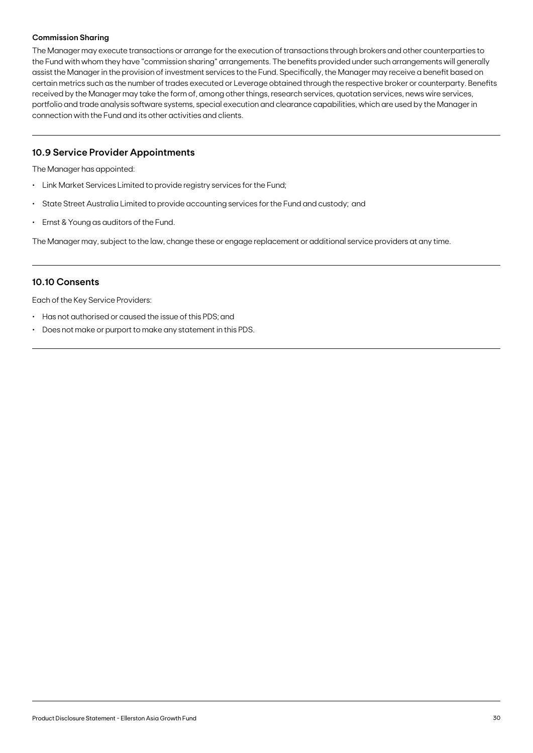**Commission Sharing**

The Manager may execute transactions or arrange for the execution of transactions through brokers and other counterparties to the Fund with whom they have "commission sharing" arrangements. The benefits provided under such arrangements will generally assist the Manager in the provision of investment services to the Fund. Specifically, the Manager may receive a benefit based on certain metrics such as the number of trades executed or Leverage obtained through the respective broker or counterparty. Benefits received by the Manager may take the form of, among other things, research services, quotation services, news wire services, portfolio and trade analysis software systems, special execution and clearance capabilities, which are used by the Manager in connection with the Fund and its other activities and clients.

## 10.9 Service Provider Appointments

The Manager has appointed:

- Link Market Services Limited to provide registry services for the Fund;
- State Street Australia Limited to provide accounting services for the Fund and custody; and
- Ernst & Young as auditors of the Fund.

The Manager may, subject to the law, change these or engage replacement or additional service providers at any time.

## 10.10 Consents

Each of the Key Service Providers:

- Has not authorised or caused the issue of this PDS; and
- Does not make or purport to make any statement in this PDS.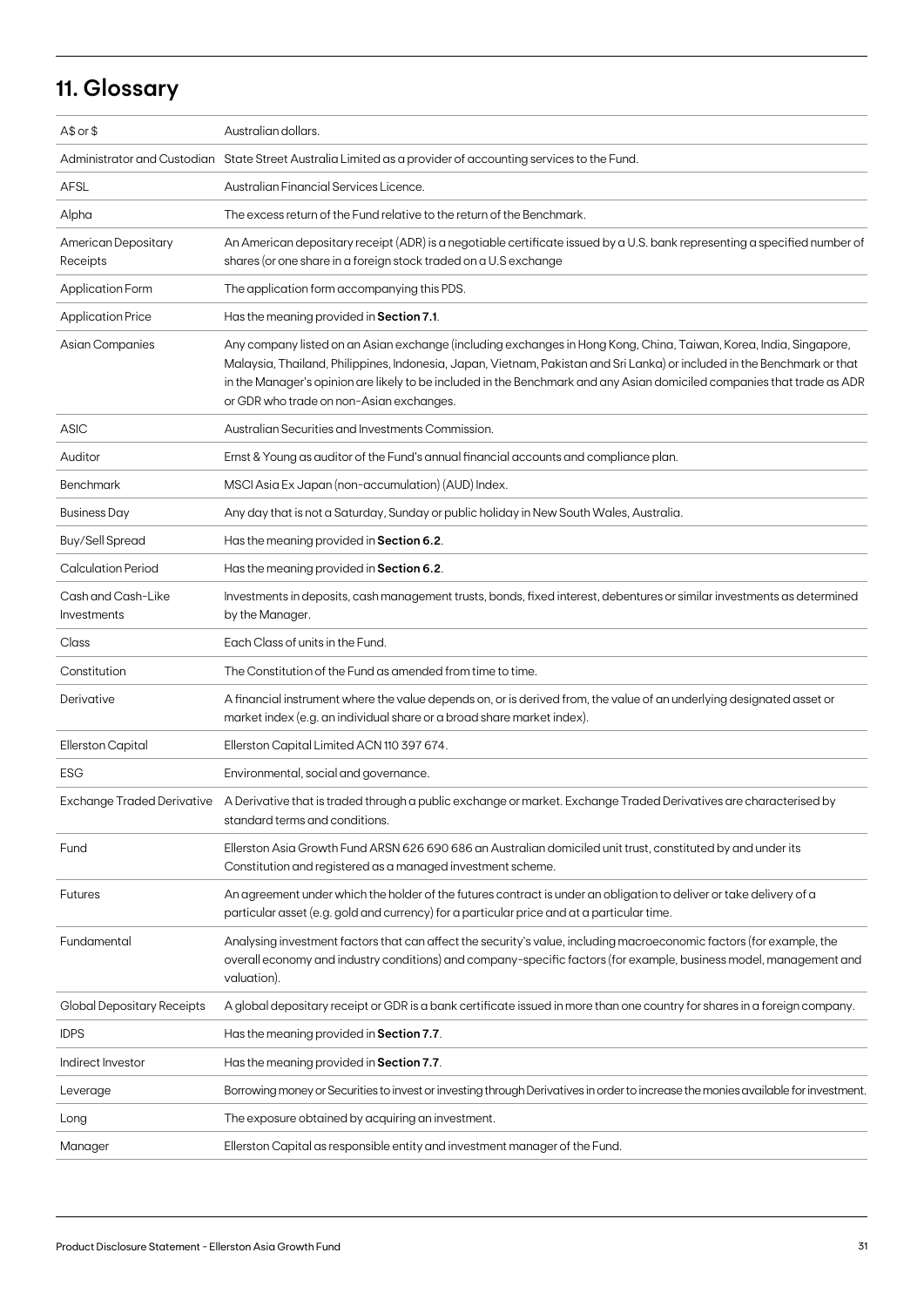## 11. Glossary

| | |
|---|---|
| A$ or $ | Australian dollars. |
| Administrator and Custodian | State Street Australia Limited as a provider of accounting services to the Fund. |
| AFSL | Australian Financial Services Licence. |
| Alpha | The excess return of the Fund relative to the return of the Benchmark. |
| American Depositary Receipts | An American depositary receipt (ADR) is a negotiable certificate issued by a U.S. bank representing a specified number of shares (or one share in a foreign stock traded on a U.S exchange |
| Application Form | The application form accompanying this PDS. |
| Application Price | Has the meaning provided in **Section 7.1**. |
| Asian Companies | Any company listed on an Asian exchange (including exchanges in Hong Kong, China, Taiwan, Korea, India, Singapore, Malaysia, Thailand, Philippines, Indonesia, Japan, Vietnam, Pakistan and Sri Lanka) or included in the Benchmark or that in the Manager's opinion are likely to be included in the Benchmark and any Asian domiciled companies that trade as ADR or GDR who trade on non-Asian exchanges. |
| ASIC | Australian Securities and Investments Commission. |
| Auditor | Ernst & Young as auditor of the Fund's annual financial accounts and compliance plan. |
| Benchmark | MSCI Asia Ex Japan (non-accumulation) (AUD) Index. |
| Business Day | Any day that is not a Saturday, Sunday or public holiday in New South Wales, Australia. |
| Buy/Sell Spread | Has the meaning provided in **Section 6.2**. |
| Calculation Period | Has the meaning provided in **Section 6.2**. |
| Cash and Cash-Like Investments | Investments in deposits, cash management trusts, bonds, fixed interest, debentures or similar investments as determined by the Manager. |
| Class | Each Class of units in the Fund. |
| Constitution | The Constitution of the Fund as amended from time to time. |
| Derivative | A financial instrument where the value depends on, or is derived from, the value of an underlying designated asset or market index (e.g. an individual share or a broad share market index). |
| Ellerston Capital | Ellerston Capital Limited ACN 110 397 674. |
| ESG | Environmental, social and governance. |
| Exchange Traded Derivative | A Derivative that is traded through a public exchange or market. Exchange Traded Derivatives are characterised by standard terms and conditions. |
| Fund | Ellerston Asia Growth Fund ARSN 626 690 686 an Australian domiciled unit trust, constituted by and under its Constitution and registered as a managed investment scheme. |
| Futures | An agreement under which the holder of the futures contract is under an obligation to deliver or take delivery of a particular asset (e.g. gold and currency) for a particular price and at a particular time. |
| Fundamental | Analysing investment factors that can affect the security's value, including macroeconomic factors (for example, the overall economy and industry conditions) and company-specific factors (for example, business model, management and valuation). |
| Global Depositary Receipts | A global depositary receipt or GDR is a bank certificate issued in more than one country for shares in a foreign company. |
| IDPS | Has the meaning provided in **Section 7.7**. |
| Indirect Investor | Has the meaning provided in **Section 7.7**. |
| Leverage | Borrowing money or Securities to invest or investing through Derivatives in order to increase the monies available for investment. |
| Long | The exposure obtained by acquiring an investment. |
| Manager | Ellerston Capital as responsible entity and investment manager of the Fund. |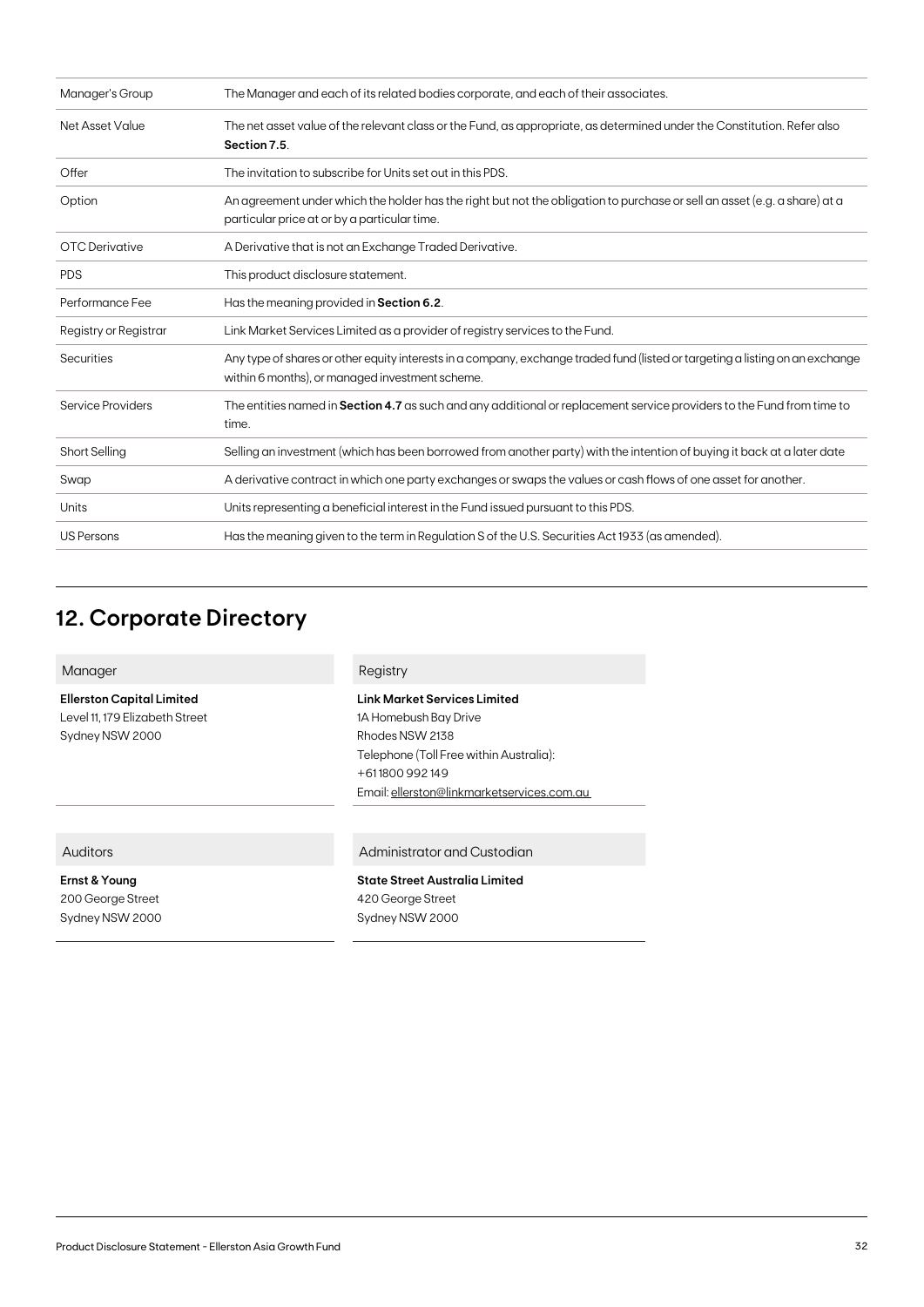| | |
|---|---|
| Manager's Group | The Manager and each of its related bodies corporate, and each of their associates. |
| Net Asset Value | The net asset value of the relevant class or the Fund, as appropriate, as determined under the Constitution. Refer also **Section 7.5**. |
| Offer | The invitation to subscribe for Units set out in this PDS. |
| Option | An agreement under which the holder has the right but not the obligation to purchase or sell an asset (e.g. a share) at a particular price at or by a particular time. |
| OTC Derivative | A Derivative that is not an Exchange Traded Derivative. |
| PDS | This product disclosure statement. |
| Performance Fee | Has the meaning provided in **Section 6.2**. |
| Registry or Registrar | Link Market Services Limited as a provider of registry services to the Fund. |
| Securities | Any type of shares or other equity interests in a company, exchange traded fund (listed or targeting a listing on an exchange within 6 months), or managed investment scheme. |
| Service Providers | The entities named in **Section 4.7** as such and any additional or replacement service providers to the Fund from time to time. |
| Short Selling | Selling an investment (which has been borrowed from another party) with the intention of buying it back at a later date |
| Swap | A derivative contract in which one party exchanges or swaps the values or cash flows of one asset for another. |
| Units | Units representing a beneficial interest in the Fund issued pursuant to this PDS. |
| US Persons | Has the meaning given to the term in Regulation S of the U.S. Securities Act 1933 (as amended). |

## 12. Corporate Directory

**Manager**

**Ellerston Capital Limited**
Level 11, 179 Elizabeth Street
Sydney NSW 2000

**Registry**

**Link Market Services Limited**
1A Homebush Bay Drive
Rhodes NSW 2138
Telephone (Toll Free within Australia):
+61 1800 992 149
Email: ellerston@linkmarketservices.com.au

**Auditors**

**Ernst & Young**
200 George Street
Sydney NSW 2000

**Administrator and Custodian**

**State Street Australia Limited**
420 George Street
Sydney NSW 2000